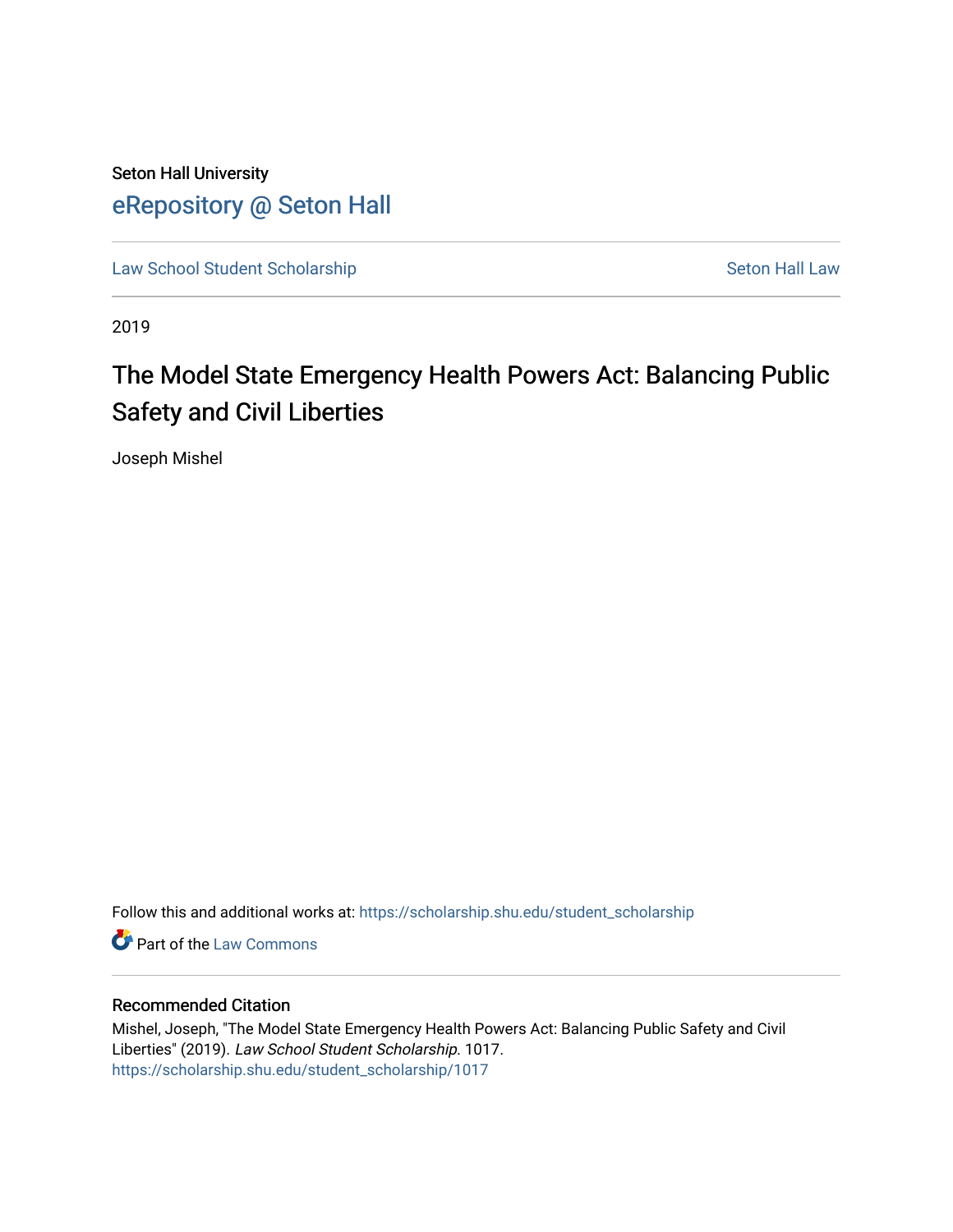Seton Hall University

# eRepository @ Seton Hall

Law School Student Scholarship | Seton Hall Law

2019

## The Model State Emergency Health Powers Act: Balancing Public Safety and Civil Liberties

Joseph Mishel

Follow this and additional works at: https://scholarship.shu.edu/student_scholarship

Part of the Law Commons

### Recommended Citation

Mishel, Joseph, "The Model State Emergency Health Powers Act: Balancing Public Safety and Civil Liberties" (2019). *Law School Student Scholarship*. 1017.
https://scholarship.shu.edu/student_scholarship/1017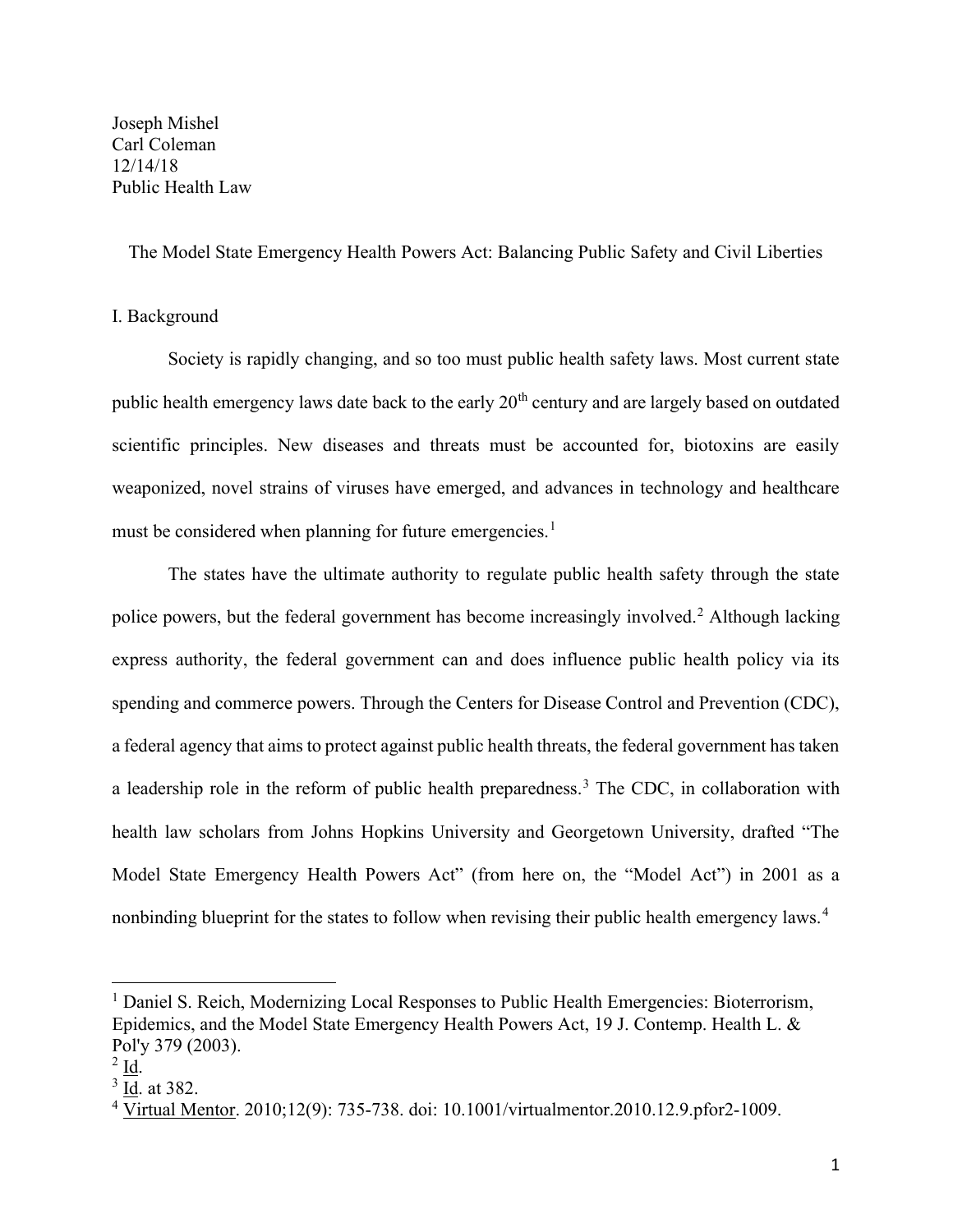Joseph Mishel
Carl Coleman
12/14/18
Public Health Law

## The Model State Emergency Health Powers Act: Balancing Public Safety and Civil Liberties

### I. Background

Society is rapidly changing, and so too must public health safety laws. Most current state public health emergency laws date back to the early 20th century and are largely based on outdated scientific principles. New diseases and threats must be accounted for, biotoxins are easily weaponized, novel strains of viruses have emerged, and advances in technology and healthcare must be considered when planning for future emergencies.[1]

The states have the ultimate authority to regulate public health safety through the state police powers, but the federal government has become increasingly involved.[2] Although lacking express authority, the federal government can and does influence public health policy via its spending and commerce powers. Through the Centers for Disease Control and Prevention (CDC), a federal agency that aims to protect against public health threats, the federal government has taken a leadership role in the reform of public health preparedness.[3] The CDC, in collaboration with health law scholars from Johns Hopkins University and Georgetown University, drafted "The Model State Emergency Health Powers Act" (from here on, the "Model Act") in 2001 as a nonbinding blueprint for the states to follow when revising their public health emergency laws.[4]

---

[1] Daniel S. Reich, Modernizing Local Responses to Public Health Emergencies: Bioterrorism, Epidemics, and the Model State Emergency Health Powers Act, 19 J. Contemp. Health L. & Pol'y 379 (2003).

[2] Id.

[3] Id. at 382.

[4] Virtual Mentor. 2010;12(9): 735-738. doi: 10.1001/virtualmentor.2010.12.9.pfor2-1009.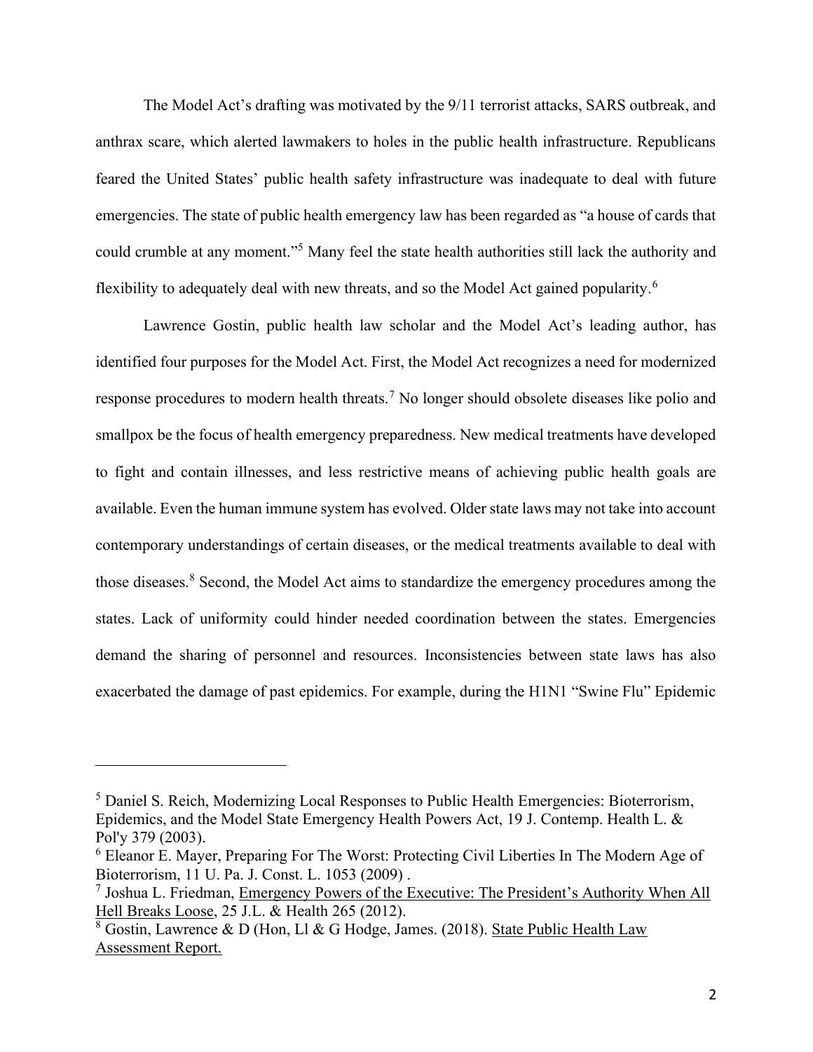The Model Act's drafting was motivated by the 9/11 terrorist attacks, SARS outbreak, and anthrax scare, which alerted lawmakers to holes in the public health infrastructure. Republicans feared the United States' public health safety infrastructure was inadequate to deal with future emergencies. The state of public health emergency law has been regarded as "a house of cards that could crumble at any moment."[5] Many feel the state health authorities still lack the authority and flexibility to adequately deal with new threats, and so the Model Act gained popularity.[6]

Lawrence Gostin, public health law scholar and the Model Act's leading author, has identified four purposes for the Model Act. First, the Model Act recognizes a need for modernized response procedures to modern health threats.[7] No longer should obsolete diseases like polio and smallpox be the focus of health emergency preparedness. New medical treatments have developed to fight and contain illnesses, and less restrictive means of achieving public health goals are available. Even the human immune system has evolved. Older state laws may not take into account contemporary understandings of certain diseases, or the medical treatments available to deal with those diseases.[8] Second, the Model Act aims to standardize the emergency procedures among the states. Lack of uniformity could hinder needed coordination between the states. Emergencies demand the sharing of personnel and resources. Inconsistencies between state laws has also exacerbated the damage of past epidemics. For example, during the H1N1 "Swine Flu" Epidemic

---

[5] Daniel S. Reich, Modernizing Local Responses to Public Health Emergencies: Bioterrorism, Epidemics, and the Model State Emergency Health Powers Act, 19 J. Contemp. Health L. & Pol'y 379 (2003).

[6] Eleanor E. Mayer, Preparing For The Worst: Protecting Civil Liberties In The Modern Age of Bioterrorism, 11 U. Pa. J. Const. L. 1053 (2009) .

[7] Joshua L. Friedman, Emergency Powers of the Executive: The President's Authority When All Hell Breaks Loose, 25 J.L. & Health 265 (2012).

[8] Gostin, Lawrence & D (Hon, Ll & G Hodge, James. (2018). State Public Health Law Assessment Report.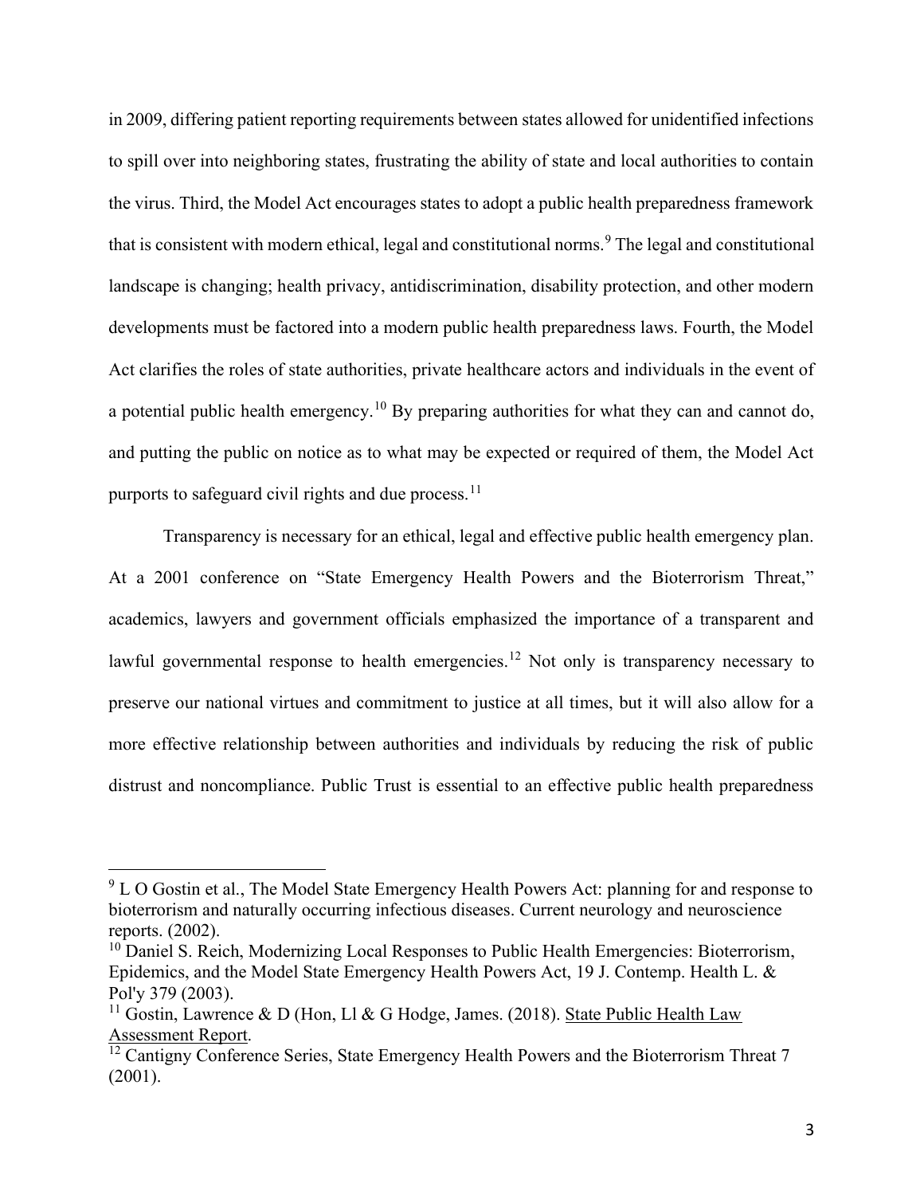in 2009, differing patient reporting requirements between states allowed for unidentified infections to spill over into neighboring states, frustrating the ability of state and local authorities to contain the virus. Third, the Model Act encourages states to adopt a public health preparedness framework that is consistent with modern ethical, legal and constitutional norms.[9] The legal and constitutional landscape is changing; health privacy, antidiscrimination, disability protection, and other modern developments must be factored into a modern public health preparedness laws. Fourth, the Model Act clarifies the roles of state authorities, private healthcare actors and individuals in the event of a potential public health emergency.[10] By preparing authorities for what they can and cannot do, and putting the public on notice as to what may be expected or required of them, the Model Act purports to safeguard civil rights and due process.[11]

Transparency is necessary for an ethical, legal and effective public health emergency plan. At a 2001 conference on "State Emergency Health Powers and the Bioterrorism Threat," academics, lawyers and government officials emphasized the importance of a transparent and lawful governmental response to health emergencies.[12] Not only is transparency necessary to preserve our national virtues and commitment to justice at all times, but it will also allow for a more effective relationship between authorities and individuals by reducing the risk of public distrust and noncompliance. Public Trust is essential to an effective public health preparedness

---

[9] L O Gostin et al., The Model State Emergency Health Powers Act: planning for and response to bioterrorism and naturally occurring infectious diseases. Current neurology and neuroscience reports. (2002).

[10] Daniel S. Reich, Modernizing Local Responses to Public Health Emergencies: Bioterrorism, Epidemics, and the Model State Emergency Health Powers Act, 19 J. Contemp. Health L. & Pol'y 379 (2003).

[11] Gostin, Lawrence & D (Hon, Ll & G Hodge, James. (2018). State Public Health Law Assessment Report.

[12] Cantigny Conference Series, State Emergency Health Powers and the Bioterrorism Threat 7 (2001).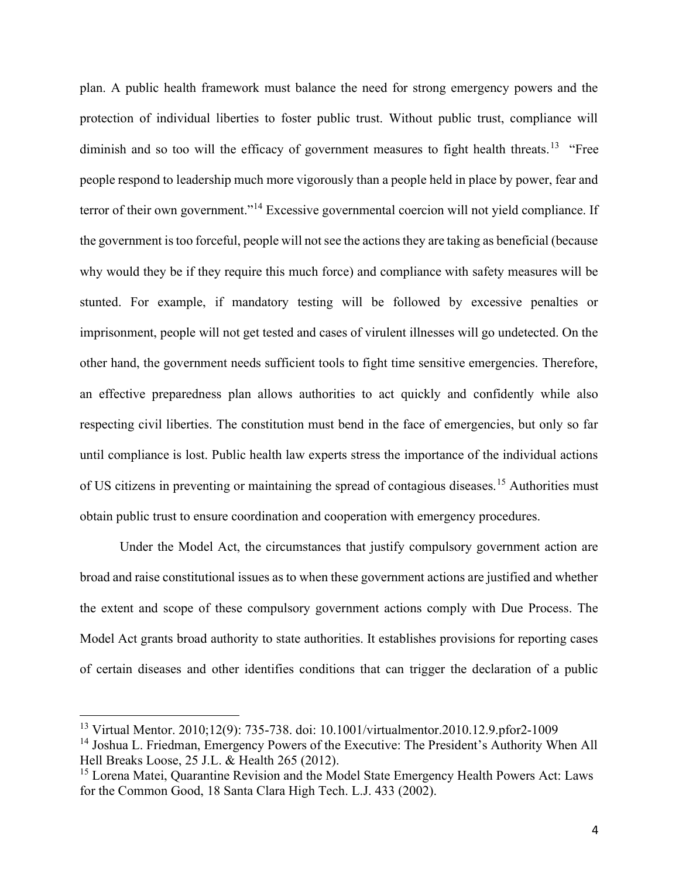plan. A public health framework must balance the need for strong emergency powers and the protection of individual liberties to foster public trust. Without public trust, compliance will diminish and so too will the efficacy of government measures to fight health threats.[13] "Free people respond to leadership much more vigorously than a people held in place by power, fear and terror of their own government."[14] Excessive governmental coercion will not yield compliance. If the government is too forceful, people will not see the actions they are taking as beneficial (because why would they be if they require this much force) and compliance with safety measures will be stunted. For example, if mandatory testing will be followed by excessive penalties or imprisonment, people will not get tested and cases of virulent illnesses will go undetected. On the other hand, the government needs sufficient tools to fight time sensitive emergencies. Therefore, an effective preparedness plan allows authorities to act quickly and confidently while also respecting civil liberties. The constitution must bend in the face of emergencies, but only so far until compliance is lost. Public health law experts stress the importance of the individual actions of US citizens in preventing or maintaining the spread of contagious diseases.[15] Authorities must obtain public trust to ensure coordination and cooperation with emergency procedures.

Under the Model Act, the circumstances that justify compulsory government action are broad and raise constitutional issues as to when these government actions are justified and whether the extent and scope of these compulsory government actions comply with Due Process. The Model Act grants broad authority to state authorities. It establishes provisions for reporting cases of certain diseases and other identifies conditions that can trigger the declaration of a public

---

[13] Virtual Mentor. 2010;12(9): 735-738. doi: 10.1001/virtualmentor.2010.12.9.pfor2-1009

[14] Joshua L. Friedman, Emergency Powers of the Executive: The President's Authority When All Hell Breaks Loose, 25 J.L. & Health 265 (2012).

[15] Lorena Matei, Quarantine Revision and the Model State Emergency Health Powers Act: Laws for the Common Good, 18 Santa Clara High Tech. L.J. 433 (2002).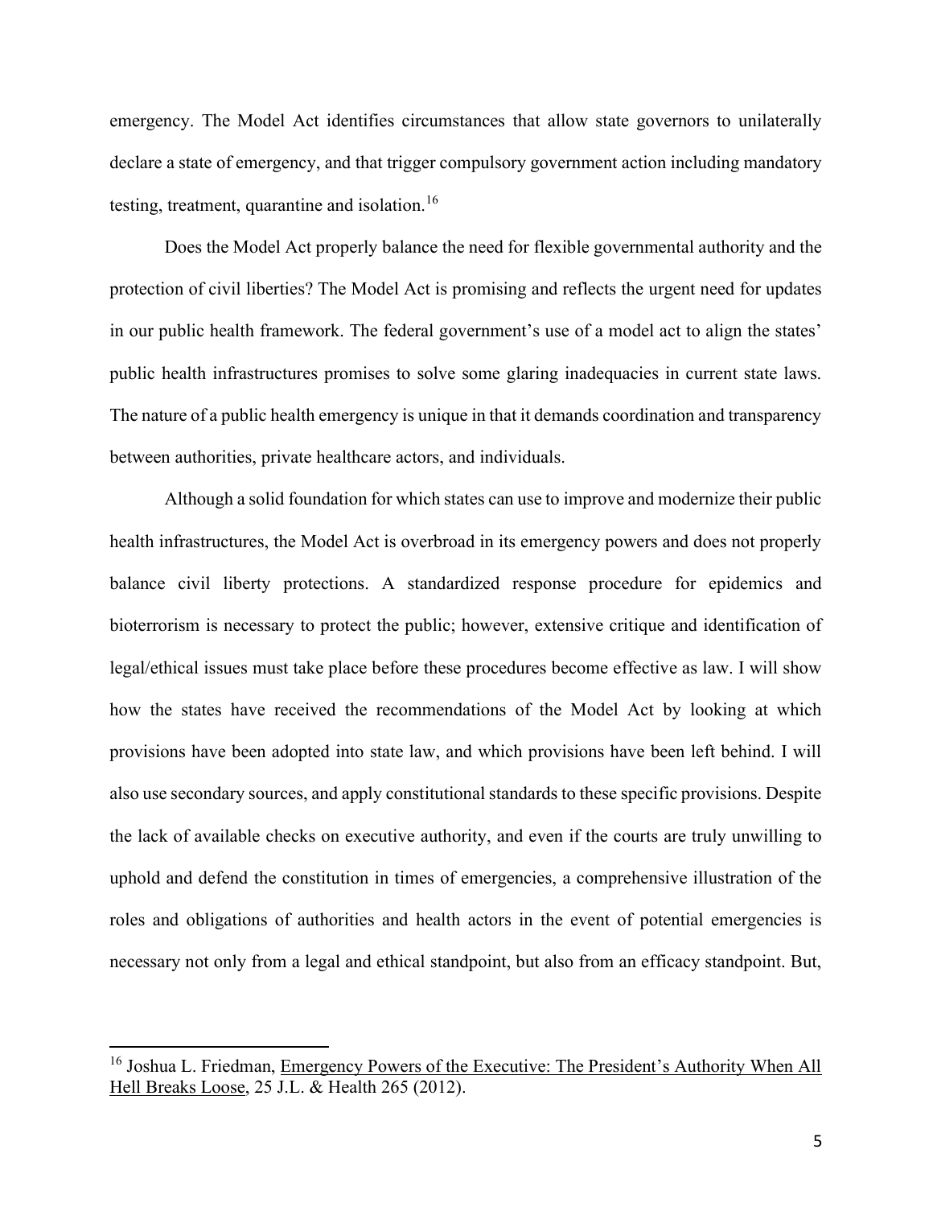emergency. The Model Act identifies circumstances that allow state governors to unilaterally declare a state of emergency, and that trigger compulsory government action including mandatory testing, treatment, quarantine and isolation.[16]

Does the Model Act properly balance the need for flexible governmental authority and the protection of civil liberties? The Model Act is promising and reflects the urgent need for updates in our public health framework. The federal government's use of a model act to align the states' public health infrastructures promises to solve some glaring inadequacies in current state laws. The nature of a public health emergency is unique in that it demands coordination and transparency between authorities, private healthcare actors, and individuals.

Although a solid foundation for which states can use to improve and modernize their public health infrastructures, the Model Act is overbroad in its emergency powers and does not properly balance civil liberty protections. A standardized response procedure for epidemics and bioterrorism is necessary to protect the public; however, extensive critique and identification of legal/ethical issues must take place before these procedures become effective as law. I will show how the states have received the recommendations of the Model Act by looking at which provisions have been adopted into state law, and which provisions have been left behind. I will also use secondary sources, and apply constitutional standards to these specific provisions. Despite the lack of available checks on executive authority, and even if the courts are truly unwilling to uphold and defend the constitution in times of emergencies, a comprehensive illustration of the roles and obligations of authorities and health actors in the event of potential emergencies is necessary not only from a legal and ethical standpoint, but also from an efficacy standpoint. But,

[16] Joshua L. Friedman, Emergency Powers of the Executive: The President's Authority When All Hell Breaks Loose, 25 J.L. & Health 265 (2012).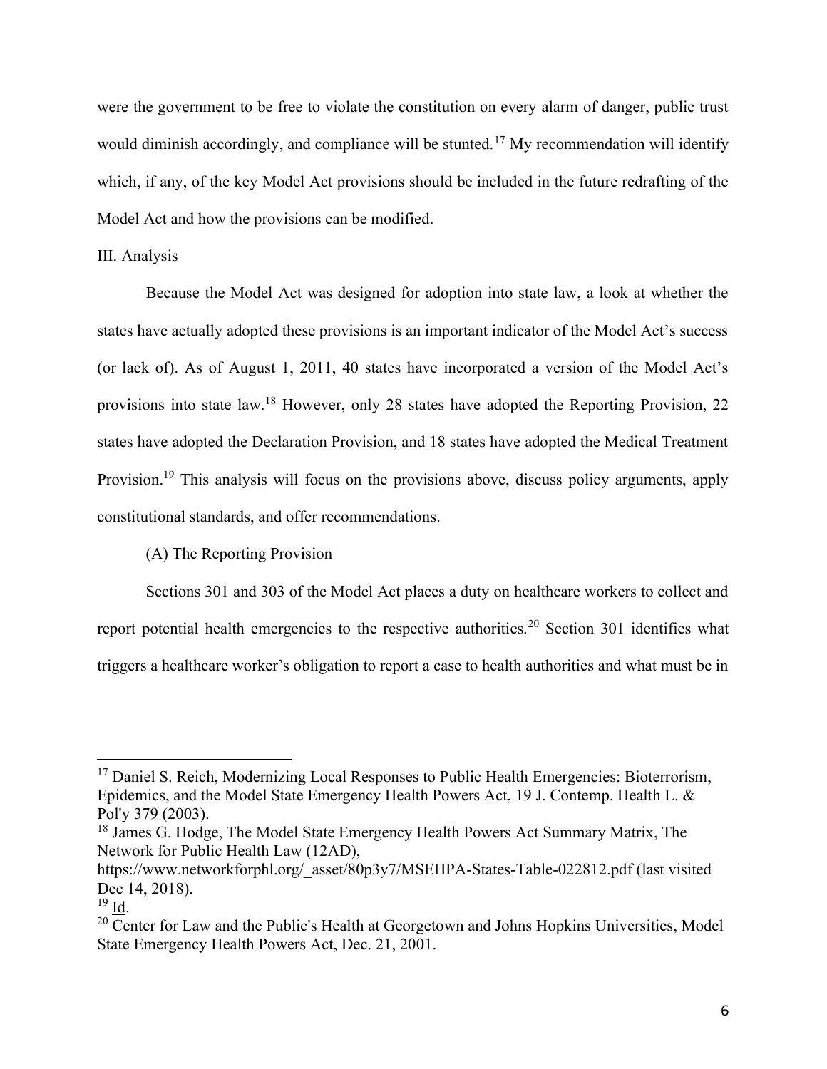were the government to be free to violate the constitution on every alarm of danger, public trust would diminish accordingly, and compliance will be stunted.[17] My recommendation will identify which, if any, of the key Model Act provisions should be included in the future redrafting of the Model Act and how the provisions can be modified.

## III. Analysis

Because the Model Act was designed for adoption into state law, a look at whether the states have actually adopted these provisions is an important indicator of the Model Act's success (or lack of). As of August 1, 2011, 40 states have incorporated a version of the Model Act's provisions into state law.[18] However, only 28 states have adopted the Reporting Provision, 22 states have adopted the Declaration Provision, and 18 states have adopted the Medical Treatment Provision.[19] This analysis will focus on the provisions above, discuss policy arguments, apply constitutional standards, and offer recommendations.

### (A) The Reporting Provision

Sections 301 and 303 of the Model Act places a duty on healthcare workers to collect and report potential health emergencies to the respective authorities.[20] Section 301 identifies what triggers a healthcare worker's obligation to report a case to health authorities and what must be in

---

[17] Daniel S. Reich, Modernizing Local Responses to Public Health Emergencies: Bioterrorism, Epidemics, and the Model State Emergency Health Powers Act, 19 J. Contemp. Health L. & Pol'y 379 (2003).

[18] James G. Hodge, The Model State Emergency Health Powers Act Summary Matrix, The Network for Public Health Law (12AD), https://www.networkforphl.org/_asset/80p3y7/MSEHPA-States-Table-022812.pdf (last visited Dec 14, 2018).

[19] Id.

[20] Center for Law and the Public's Health at Georgetown and Johns Hopkins Universities, Model State Emergency Health Powers Act, Dec. 21, 2001.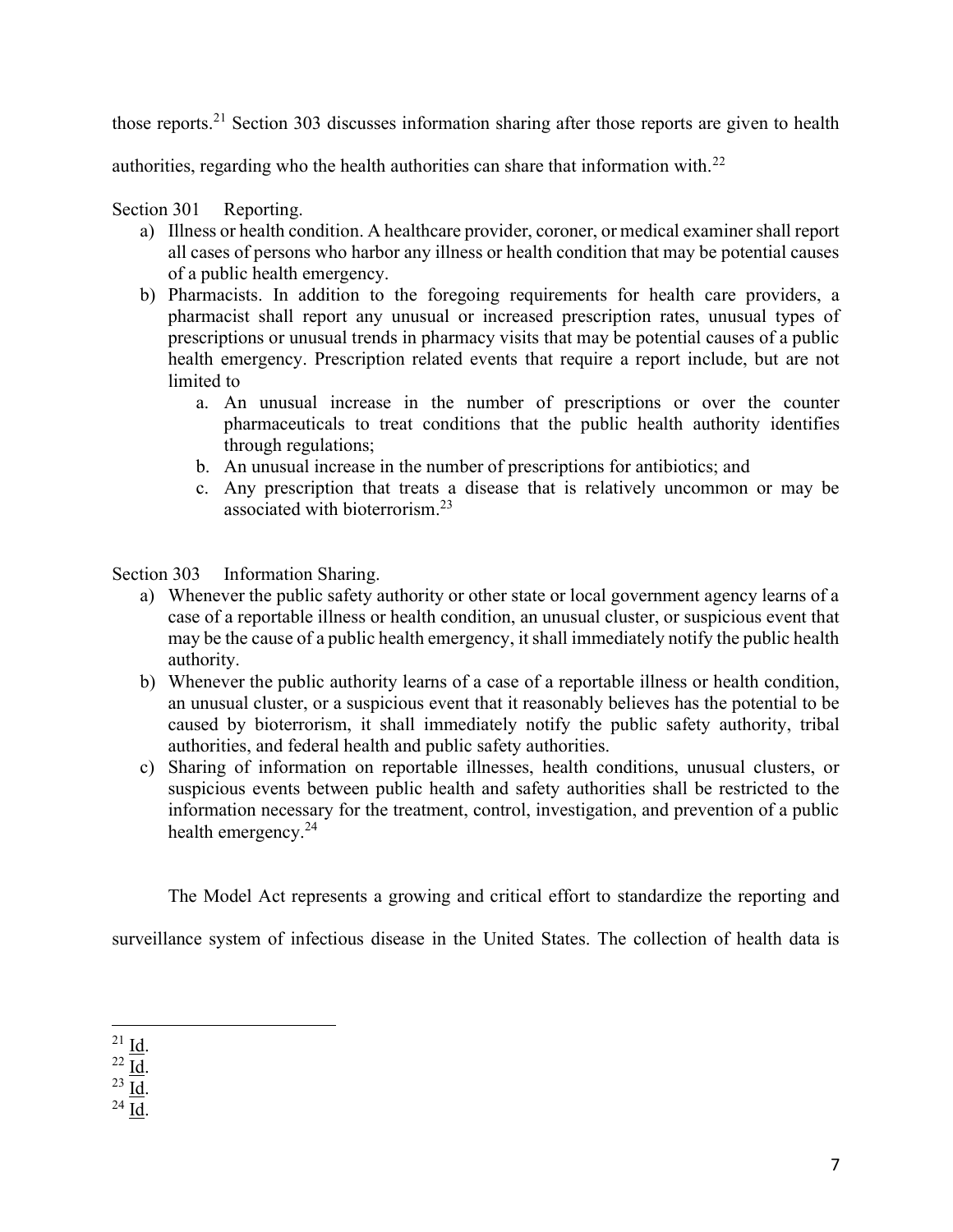those reports.[21] Section 303 discusses information sharing after those reports are given to health authorities, regarding who the health authorities can share that information with.[22]

Section 301 Reporting.

a) Illness or health condition. A healthcare provider, coroner, or medical examiner shall report all cases of persons who harbor any illness or health condition that may be potential causes of a public health emergency.
b) Pharmacists. In addition to the foregoing requirements for health care providers, a pharmacist shall report any unusual or increased prescription rates, unusual types of prescriptions or unusual trends in pharmacy visits that may be potential causes of a public health emergency. Prescription related events that require a report include, but are not limited to
    a. An unusual increase in the number of prescriptions or over the counter pharmaceuticals to treat conditions that the public health authority identifies through regulations;
    b. An unusual increase in the number of prescriptions for antibiotics; and
    c. Any prescription that treats a disease that is relatively uncommon or may be associated with bioterrorism.[23]

Section 303 Information Sharing.

a) Whenever the public safety authority or other state or local government agency learns of a case of a reportable illness or health condition, an unusual cluster, or suspicious event that may be the cause of a public health emergency, it shall immediately notify the public health authority.
b) Whenever the public authority learns of a case of a reportable illness or health condition, an unusual cluster, or a suspicious event that it reasonably believes has the potential to be caused by bioterrorism, it shall immediately notify the public safety authority, tribal authorities, and federal health and public safety authorities.
c) Sharing of information on reportable illnesses, health conditions, unusual clusters, or suspicious events between public health and safety authorities shall be restricted to the information necessary for the treatment, control, investigation, and prevention of a public health emergency.[24]

The Model Act represents a growing and critical effort to standardize the reporting and surveillance system of infectious disease in the United States. The collection of health data is

[21] Id.
[22] Id.
[23] Id.
[24] Id.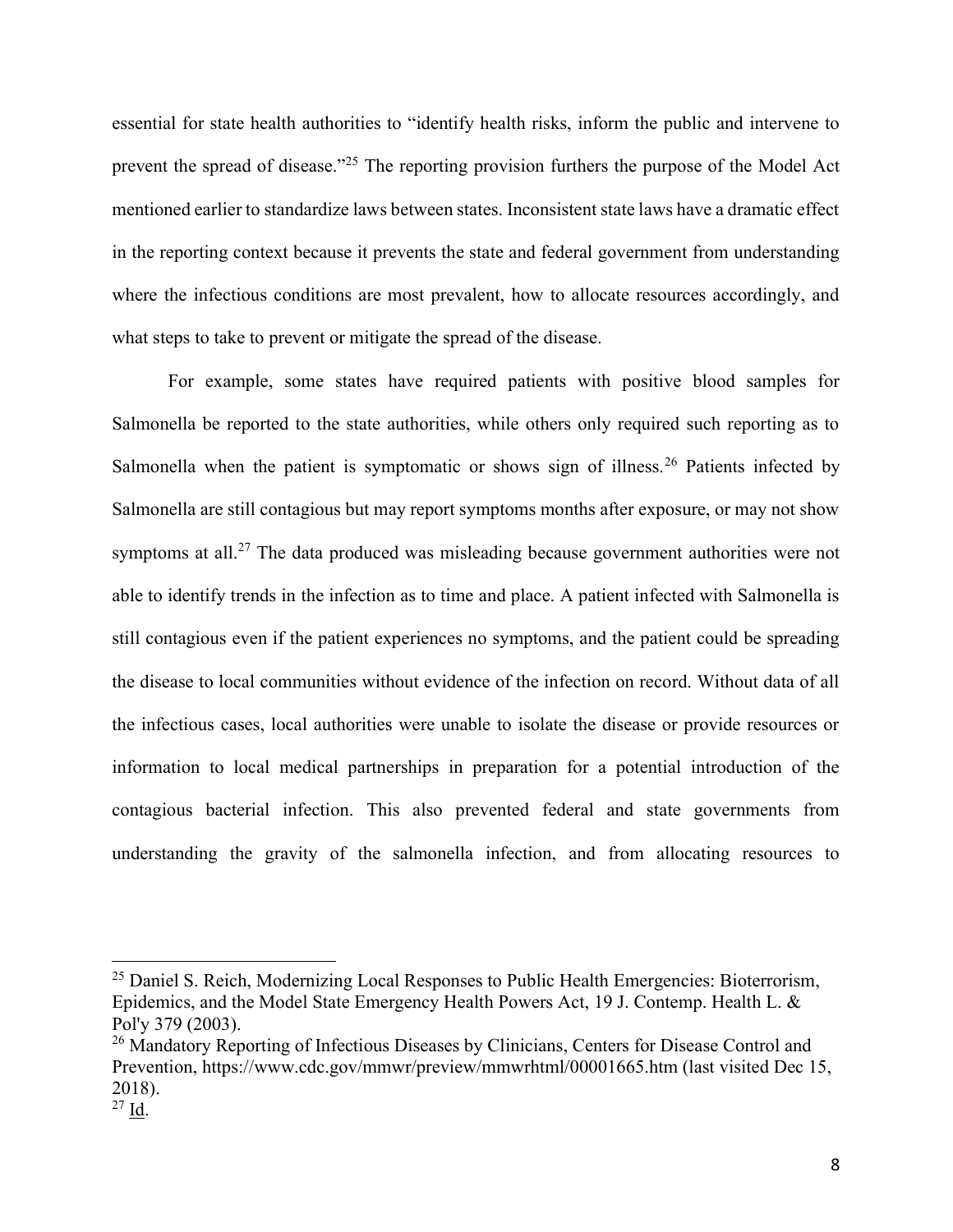essential for state health authorities to "identify health risks, inform the public and intervene to prevent the spread of disease."[25] The reporting provision furthers the purpose of the Model Act mentioned earlier to standardize laws between states. Inconsistent state laws have a dramatic effect in the reporting context because it prevents the state and federal government from understanding where the infectious conditions are most prevalent, how to allocate resources accordingly, and what steps to take to prevent or mitigate the spread of the disease.

For example, some states have required patients with positive blood samples for Salmonella be reported to the state authorities, while others only required such reporting as to Salmonella when the patient is symptomatic or shows sign of illness.[26] Patients infected by Salmonella are still contagious but may report symptoms months after exposure, or may not show symptoms at all.[27] The data produced was misleading because government authorities were not able to identify trends in the infection as to time and place. A patient infected with Salmonella is still contagious even if the patient experiences no symptoms, and the patient could be spreading the disease to local communities without evidence of the infection on record. Without data of all the infectious cases, local authorities were unable to isolate the disease or provide resources or information to local medical partnerships in preparation for a potential introduction of the contagious bacterial infection. This also prevented federal and state governments from understanding the gravity of the salmonella infection, and from allocating resources to

---

[25] Daniel S. Reich, Modernizing Local Responses to Public Health Emergencies: Bioterrorism, Epidemics, and the Model State Emergency Health Powers Act, 19 J. Contemp. Health L. & Pol'y 379 (2003).

[26] Mandatory Reporting of Infectious Diseases by Clinicians, Centers for Disease Control and Prevention, https://www.cdc.gov/mmwr/preview/mmwrhtml/00001665.htm (last visited Dec 15, 2018).

[27] Id.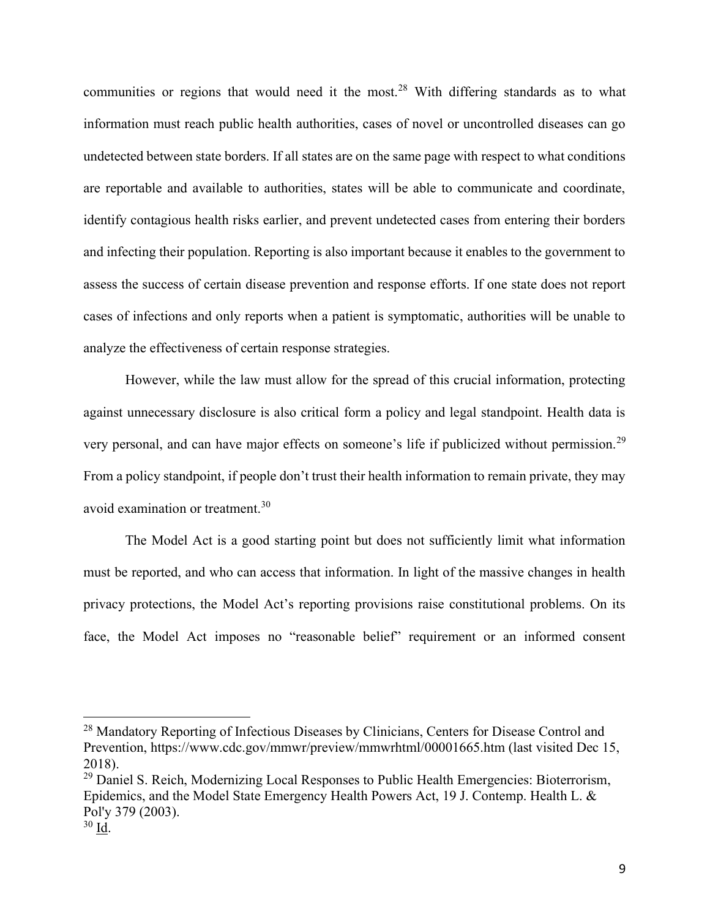communities or regions that would need it the most.[28] With differing standards as to what information must reach public health authorities, cases of novel or uncontrolled diseases can go undetected between state borders. If all states are on the same page with respect to what conditions are reportable and available to authorities, states will be able to communicate and coordinate, identify contagious health risks earlier, and prevent undetected cases from entering their borders and infecting their population. Reporting is also important because it enables to the government to assess the success of certain disease prevention and response efforts. If one state does not report cases of infections and only reports when a patient is symptomatic, authorities will be unable to analyze the effectiveness of certain response strategies.

However, while the law must allow for the spread of this crucial information, protecting against unnecessary disclosure is also critical form a policy and legal standpoint. Health data is very personal, and can have major effects on someone's life if publicized without permission.[29] From a policy standpoint, if people don't trust their health information to remain private, they may avoid examination or treatment.[30]

The Model Act is a good starting point but does not sufficiently limit what information must be reported, and who can access that information. In light of the massive changes in health privacy protections, the Model Act's reporting provisions raise constitutional problems. On its face, the Model Act imposes no "reasonable belief" requirement or an informed consent

---

[28] Mandatory Reporting of Infectious Diseases by Clinicians, Centers for Disease Control and Prevention, https://www.cdc.gov/mmwr/preview/mmwrhtml/00001665.htm (last visited Dec 15, 2018).

[29] Daniel S. Reich, Modernizing Local Responses to Public Health Emergencies: Bioterrorism, Epidemics, and the Model State Emergency Health Powers Act, 19 J. Contemp. Health L. & Pol'y 379 (2003).

[30] Id.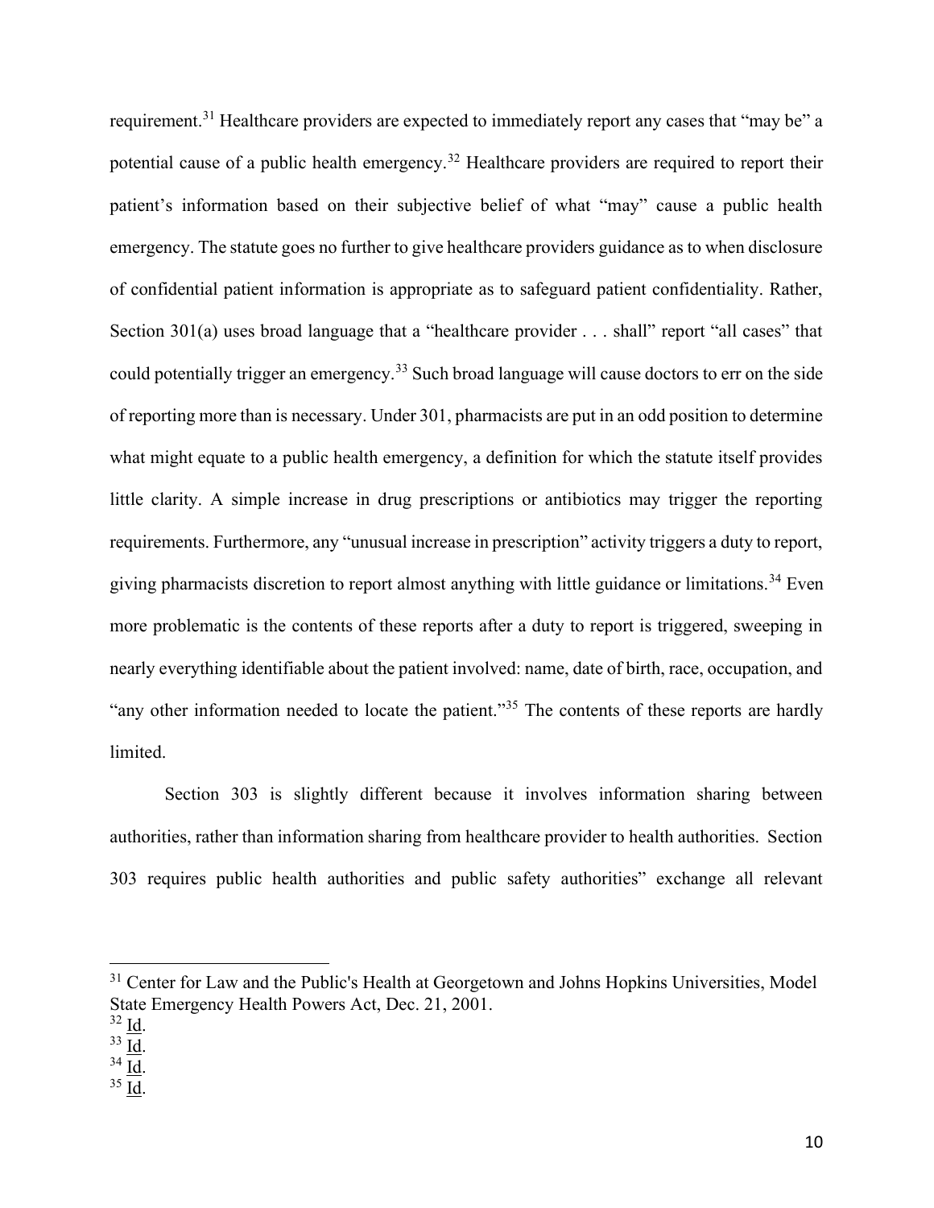requirement.[31] Healthcare providers are expected to immediately report any cases that "may be" a potential cause of a public health emergency.[32] Healthcare providers are required to report their patient's information based on their subjective belief of what "may" cause a public health emergency. The statute goes no further to give healthcare providers guidance as to when disclosure of confidential patient information is appropriate as to safeguard patient confidentiality. Rather, Section 301(a) uses broad language that a "healthcare provider . . . shall" report "all cases" that could potentially trigger an emergency.[33] Such broad language will cause doctors to err on the side of reporting more than is necessary. Under 301, pharmacists are put in an odd position to determine what might equate to a public health emergency, a definition for which the statute itself provides little clarity. A simple increase in drug prescriptions or antibiotics may trigger the reporting requirements. Furthermore, any "unusual increase in prescription" activity triggers a duty to report, giving pharmacists discretion to report almost anything with little guidance or limitations.[34] Even more problematic is the contents of these reports after a duty to report is triggered, sweeping in nearly everything identifiable about the patient involved: name, date of birth, race, occupation, and "any other information needed to locate the patient."[35] The contents of these reports are hardly limited.

Section 303 is slightly different because it involves information sharing between authorities, rather than information sharing from healthcare provider to health authorities. Section 303 requires public health authorities and public safety authorities" exchange all relevant

---

[31] Center for Law and the Public's Health at Georgetown and Johns Hopkins Universities, Model State Emergency Health Powers Act, Dec. 21, 2001.

[32] Id.

[33] Id.

[34] Id.

[35] Id.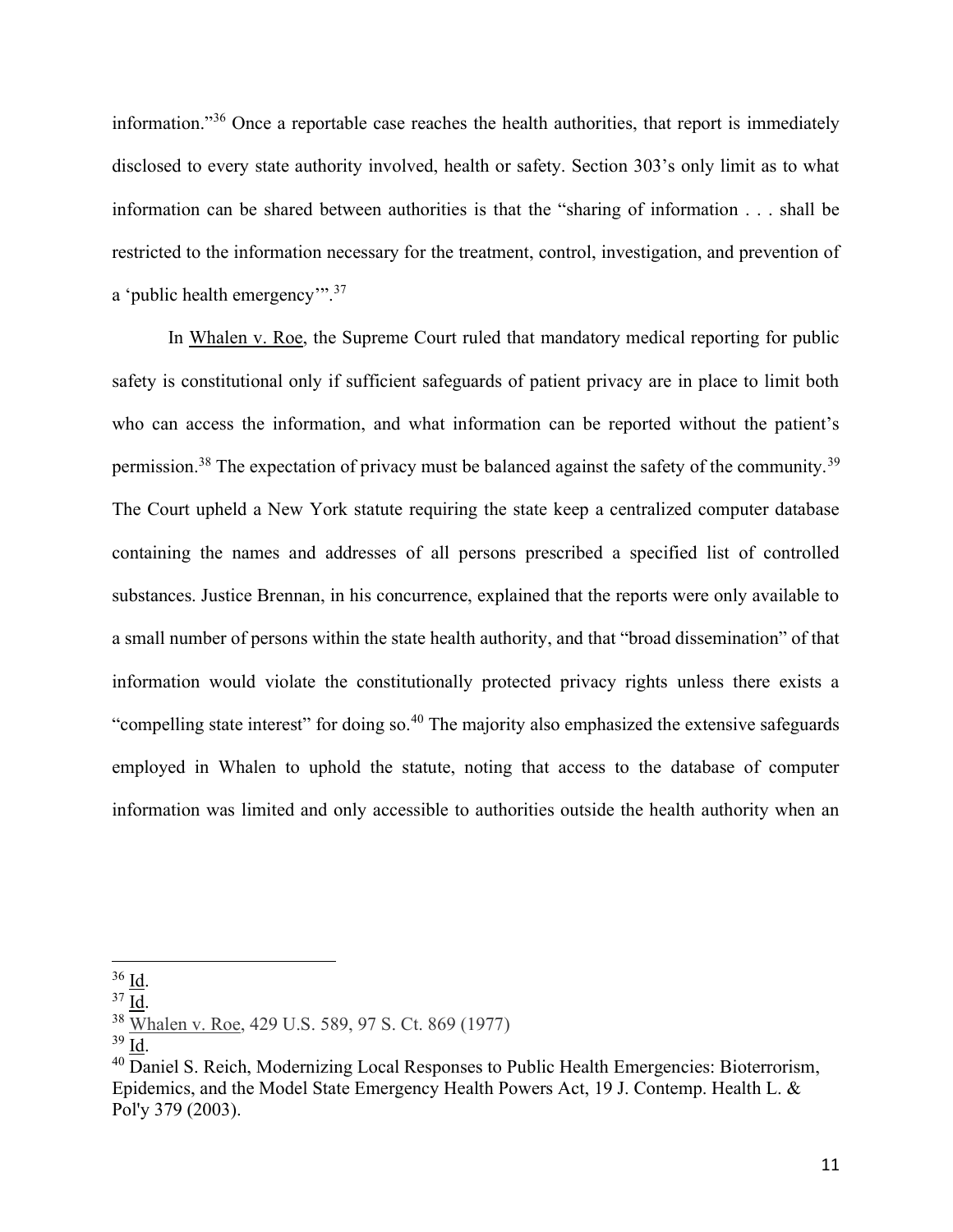information."[36] Once a reportable case reaches the health authorities, that report is immediately disclosed to every state authority involved, health or safety. Section 303's only limit as to what information can be shared between authorities is that the "sharing of information . . . shall be restricted to the information necessary for the treatment, control, investigation, and prevention of a 'public health emergency'".[37]

In Whalen v. Roe, the Supreme Court ruled that mandatory medical reporting for public safety is constitutional only if sufficient safeguards of patient privacy are in place to limit both who can access the information, and what information can be reported without the patient's permission.[38] The expectation of privacy must be balanced against the safety of the community.[39] The Court upheld a New York statute requiring the state keep a centralized computer database containing the names and addresses of all persons prescribed a specified list of controlled substances. Justice Brennan, in his concurrence, explained that the reports were only available to a small number of persons within the state health authority, and that "broad dissemination" of that information would violate the constitutionally protected privacy rights unless there exists a "compelling state interest" for doing so.[40] The majority also emphasized the extensive safeguards employed in Whalen to uphold the statute, noting that access to the database of computer information was limited and only accessible to authorities outside the health authority when an

---

[36] Id.

[37] Id.

[38] Whalen v. Roe, 429 U.S. 589, 97 S. Ct. 869 (1977)

[39] Id.

[40] Daniel S. Reich, Modernizing Local Responses to Public Health Emergencies: Bioterrorism, Epidemics, and the Model State Emergency Health Powers Act, 19 J. Contemp. Health L. & Pol'y 379 (2003).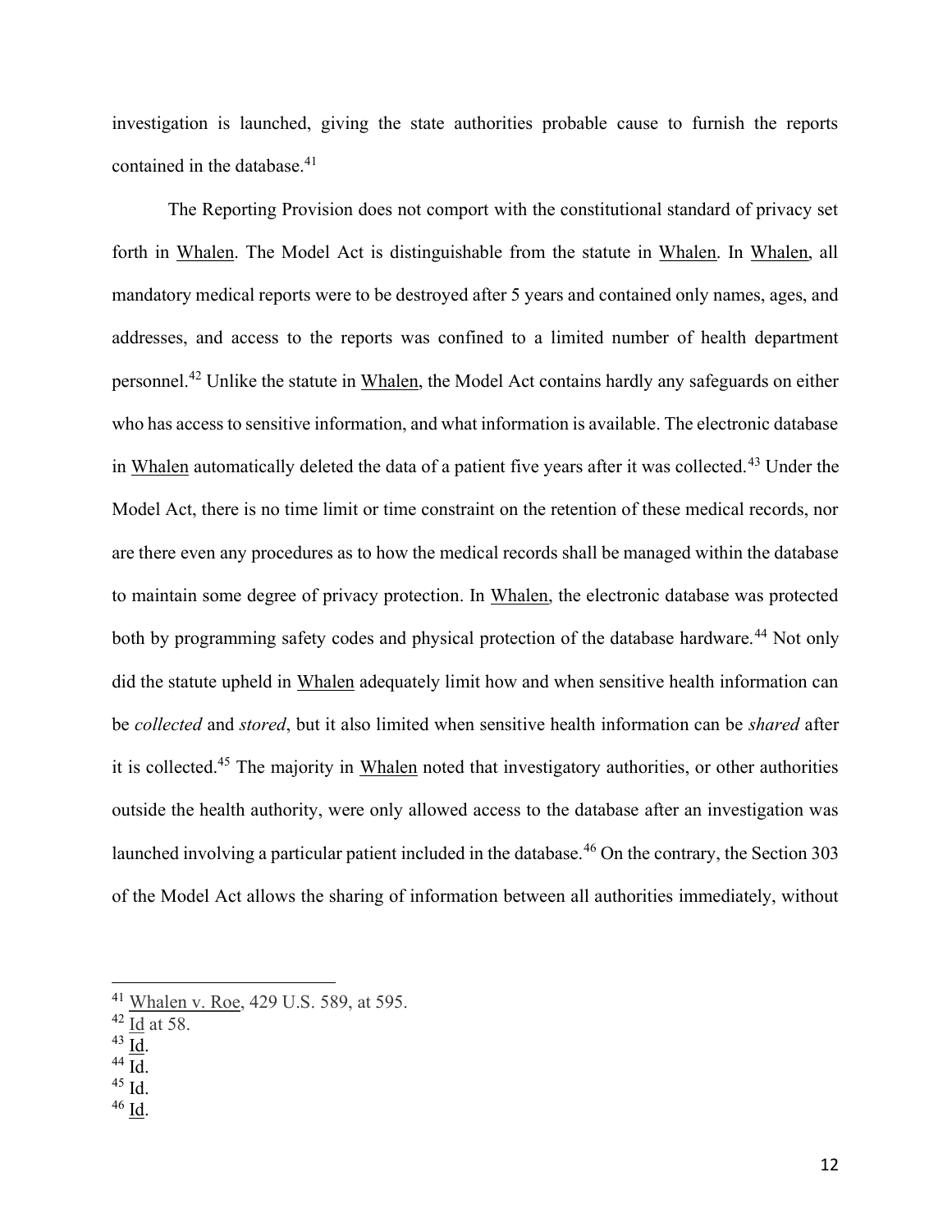investigation is launched, giving the state authorities probable cause to furnish the reports contained in the database.[41]

The Reporting Provision does not comport with the constitutional standard of privacy set forth in Whalen. The Model Act is distinguishable from the statute in Whalen. In Whalen, all mandatory medical reports were to be destroyed after 5 years and contained only names, ages, and addresses, and access to the reports was confined to a limited number of health department personnel.[42] Unlike the statute in Whalen, the Model Act contains hardly any safeguards on either who has access to sensitive information, and what information is available. The electronic database in Whalen automatically deleted the data of a patient five years after it was collected.[43] Under the Model Act, there is no time limit or time constraint on the retention of these medical records, nor are there even any procedures as to how the medical records shall be managed within the database to maintain some degree of privacy protection. In Whalen, the electronic database was protected both by programming safety codes and physical protection of the database hardware.[44] Not only did the statute upheld in Whalen adequately limit how and when sensitive health information can be *collected* and *stored*, but it also limited when sensitive health information can be *shared* after it is collected.[45] The majority in Whalen noted that investigatory authorities, or other authorities outside the health authority, were only allowed access to the database after an investigation was launched involving a particular patient included in the database.[46] On the contrary, the Section 303 of the Model Act allows the sharing of information between all authorities immediately, without

[41] Whalen v. Roe, 429 U.S. 589, at 595.

[42] Id at 58.

[43] Id.

[44] Id.

[45] Id.

[46] Id.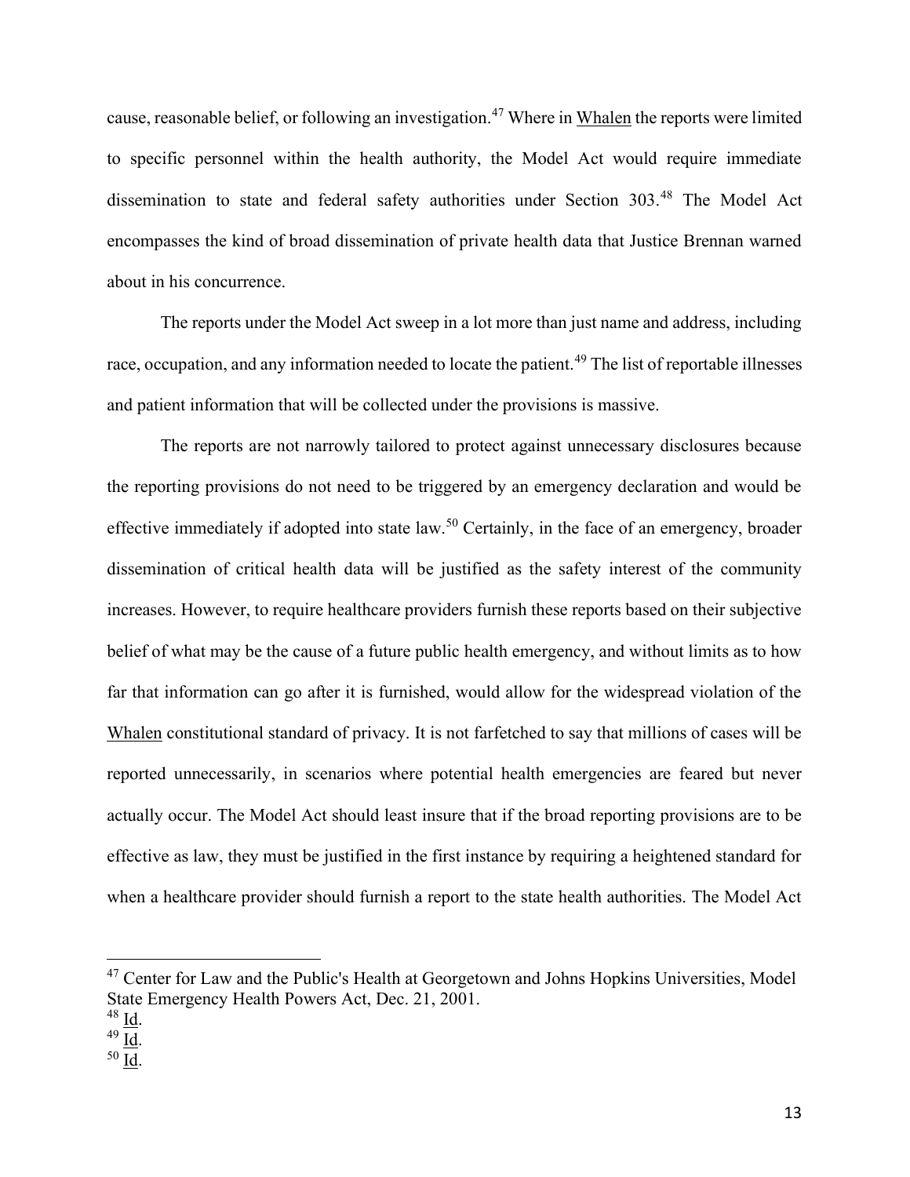cause, reasonable belief, or following an investigation.[47] Where in Whalen the reports were limited to specific personnel within the health authority, the Model Act would require immediate dissemination to state and federal safety authorities under Section 303.[48] The Model Act encompasses the kind of broad dissemination of private health data that Justice Brennan warned about in his concurrence.

The reports under the Model Act sweep in a lot more than just name and address, including race, occupation, and any information needed to locate the patient.[49] The list of reportable illnesses and patient information that will be collected under the provisions is massive.

The reports are not narrowly tailored to protect against unnecessary disclosures because the reporting provisions do not need to be triggered by an emergency declaration and would be effective immediately if adopted into state law.[50] Certainly, in the face of an emergency, broader dissemination of critical health data will be justified as the safety interest of the community increases. However, to require healthcare providers furnish these reports based on their subjective belief of what may be the cause of a future public health emergency, and without limits as to how far that information can go after it is furnished, would allow for the widespread violation of the Whalen constitutional standard of privacy. It is not farfetched to say that millions of cases will be reported unnecessarily, in scenarios where potential health emergencies are feared but never actually occur. The Model Act should least insure that if the broad reporting provisions are to be effective as law, they must be justified in the first instance by requiring a heightened standard for when a healthcare provider should furnish a report to the state health authorities. The Model Act

---

[47] Center for Law and the Public's Health at Georgetown and Johns Hopkins Universities, Model State Emergency Health Powers Act, Dec. 21, 2001.

[48] Id.

[49] Id.

[50] Id.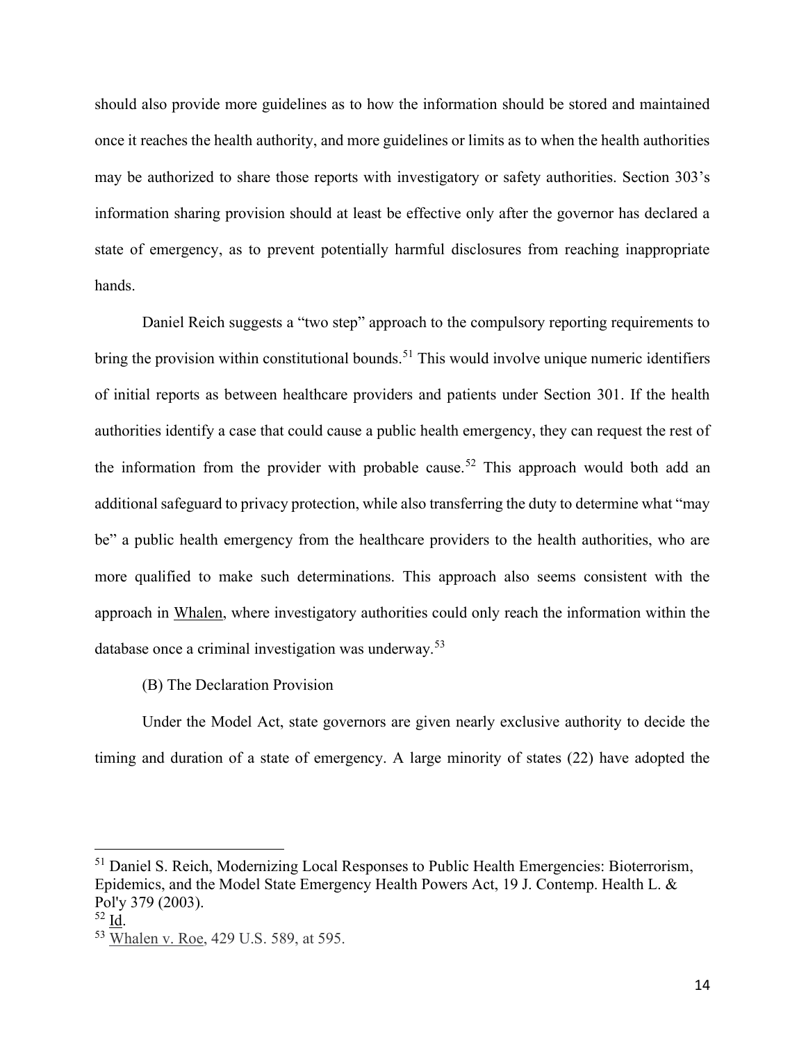should also provide more guidelines as to how the information should be stored and maintained once it reaches the health authority, and more guidelines or limits as to when the health authorities may be authorized to share those reports with investigatory or safety authorities. Section 303's information sharing provision should at least be effective only after the governor has declared a state of emergency, as to prevent potentially harmful disclosures from reaching inappropriate hands.

Daniel Reich suggests a "two step" approach to the compulsory reporting requirements to bring the provision within constitutional bounds.[51] This would involve unique numeric identifiers of initial reports as between healthcare providers and patients under Section 301. If the health authorities identify a case that could cause a public health emergency, they can request the rest of the information from the provider with probable cause.[52] This approach would both add an additional safeguard to privacy protection, while also transferring the duty to determine what "may be" a public health emergency from the healthcare providers to the health authorities, who are more qualified to make such determinations. This approach also seems consistent with the approach in Whalen, where investigatory authorities could only reach the information within the database once a criminal investigation was underway.[53]

(B) The Declaration Provision

Under the Model Act, state governors are given nearly exclusive authority to decide the timing and duration of a state of emergency. A large minority of states (22) have adopted the

---

[51] Daniel S. Reich, Modernizing Local Responses to Public Health Emergencies: Bioterrorism, Epidemics, and the Model State Emergency Health Powers Act, 19 J. Contemp. Health L. & Pol'y 379 (2003).

[52] Id.

[53] Whalen v. Roe, 429 U.S. 589, at 595.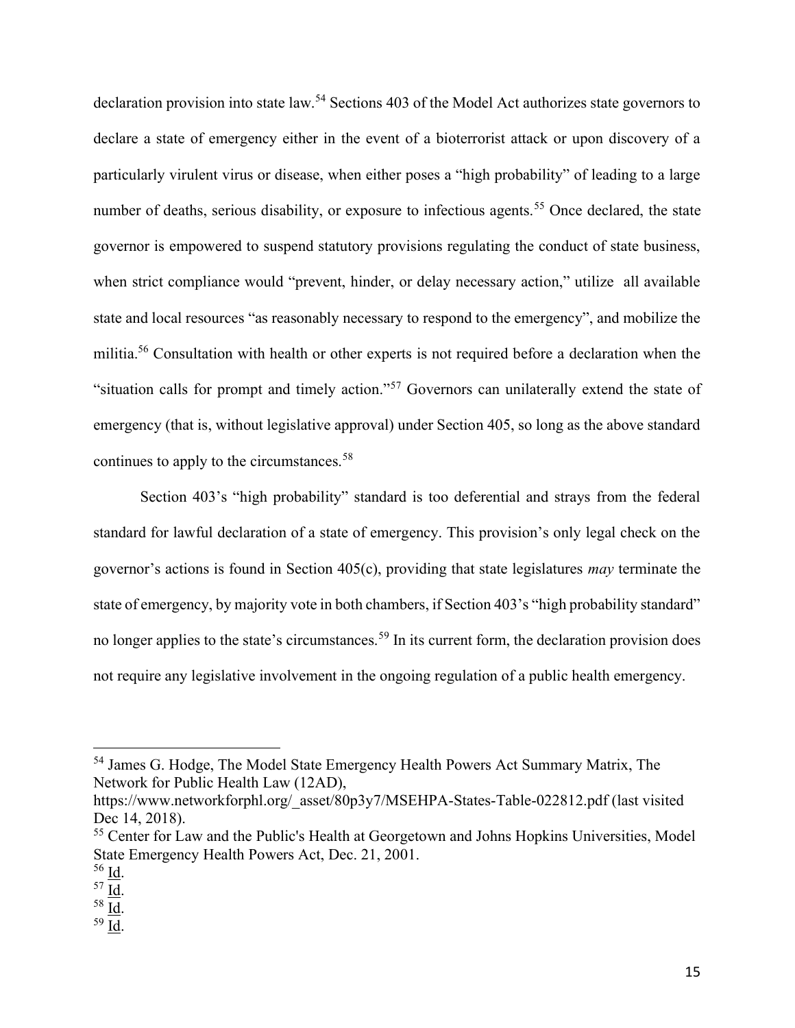declaration provision into state law.[54] Sections 403 of the Model Act authorizes state governors to declare a state of emergency either in the event of a bioterrorist attack or upon discovery of a particularly virulent virus or disease, when either poses a "high probability" of leading to a large number of deaths, serious disability, or exposure to infectious agents.[55] Once declared, the state governor is empowered to suspend statutory provisions regulating the conduct of state business, when strict compliance would "prevent, hinder, or delay necessary action," utilize all available state and local resources "as reasonably necessary to respond to the emergency", and mobilize the militia.[56] Consultation with health or other experts is not required before a declaration when the "situation calls for prompt and timely action."[57] Governors can unilaterally extend the state of emergency (that is, without legislative approval) under Section 405, so long as the above standard continues to apply to the circumstances.[58]

Section 403's "high probability" standard is too deferential and strays from the federal standard for lawful declaration of a state of emergency. This provision's only legal check on the governor's actions is found in Section 405(c), providing that state legislatures *may* terminate the state of emergency, by majority vote in both chambers, if Section 403's "high probability standard" no longer applies to the state's circumstances.[59] In its current form, the declaration provision does not require any legislative involvement in the ongoing regulation of a public health emergency.

---

[54] James G. Hodge, The Model State Emergency Health Powers Act Summary Matrix, The Network for Public Health Law (12AD), https://www.networkforphl.org/_asset/80p3y7/MSEHPA-States-Table-022812.pdf (last visited Dec 14, 2018).

[55] Center for Law and the Public's Health at Georgetown and Johns Hopkins Universities, Model State Emergency Health Powers Act, Dec. 21, 2001.

[56] Id.

[57] Id.

[58] Id.

[59] Id.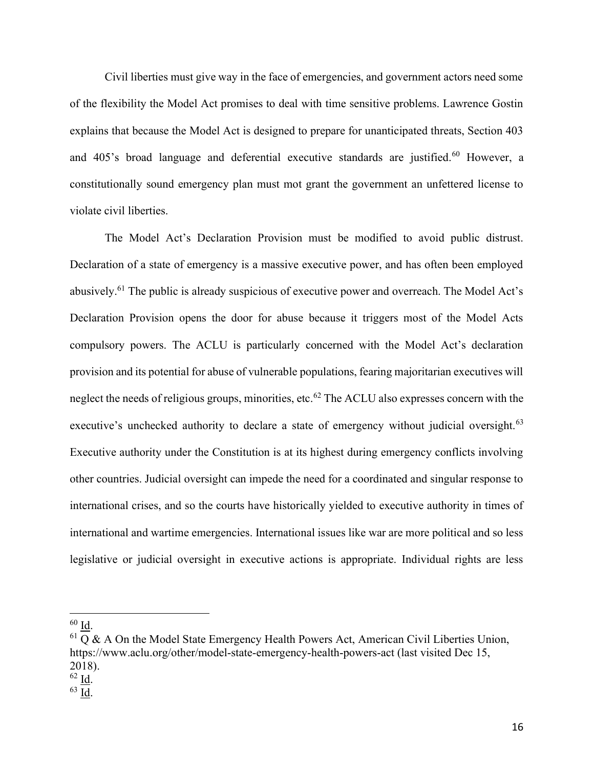Civil liberties must give way in the face of emergencies, and government actors need some of the flexibility the Model Act promises to deal with time sensitive problems. Lawrence Gostin explains that because the Model Act is designed to prepare for unanticipated threats, Section 403 and 405's broad language and deferential executive standards are justified.[60] However, a constitutionally sound emergency plan must mot grant the government an unfettered license to violate civil liberties.

The Model Act's Declaration Provision must be modified to avoid public distrust. Declaration of a state of emergency is a massive executive power, and has often been employed abusively.[61] The public is already suspicious of executive power and overreach. The Model Act's Declaration Provision opens the door for abuse because it triggers most of the Model Acts compulsory powers. The ACLU is particularly concerned with the Model Act's declaration provision and its potential for abuse of vulnerable populations, fearing majoritarian executives will neglect the needs of religious groups, minorities, etc.[62] The ACLU also expresses concern with the executive's unchecked authority to declare a state of emergency without judicial oversight.[63] Executive authority under the Constitution is at its highest during emergency conflicts involving other countries. Judicial oversight can impede the need for a coordinated and singular response to international crises, and so the courts have historically yielded to executive authority in times of international and wartime emergencies. International issues like war are more political and so less legislative or judicial oversight in executive actions is appropriate. Individual rights are less

---

[60] Id.

[61] Q & A On the Model State Emergency Health Powers Act, American Civil Liberties Union, https://www.aclu.org/other/model-state-emergency-health-powers-act (last visited Dec 15, 2018).

[62] Id.

[63] Id.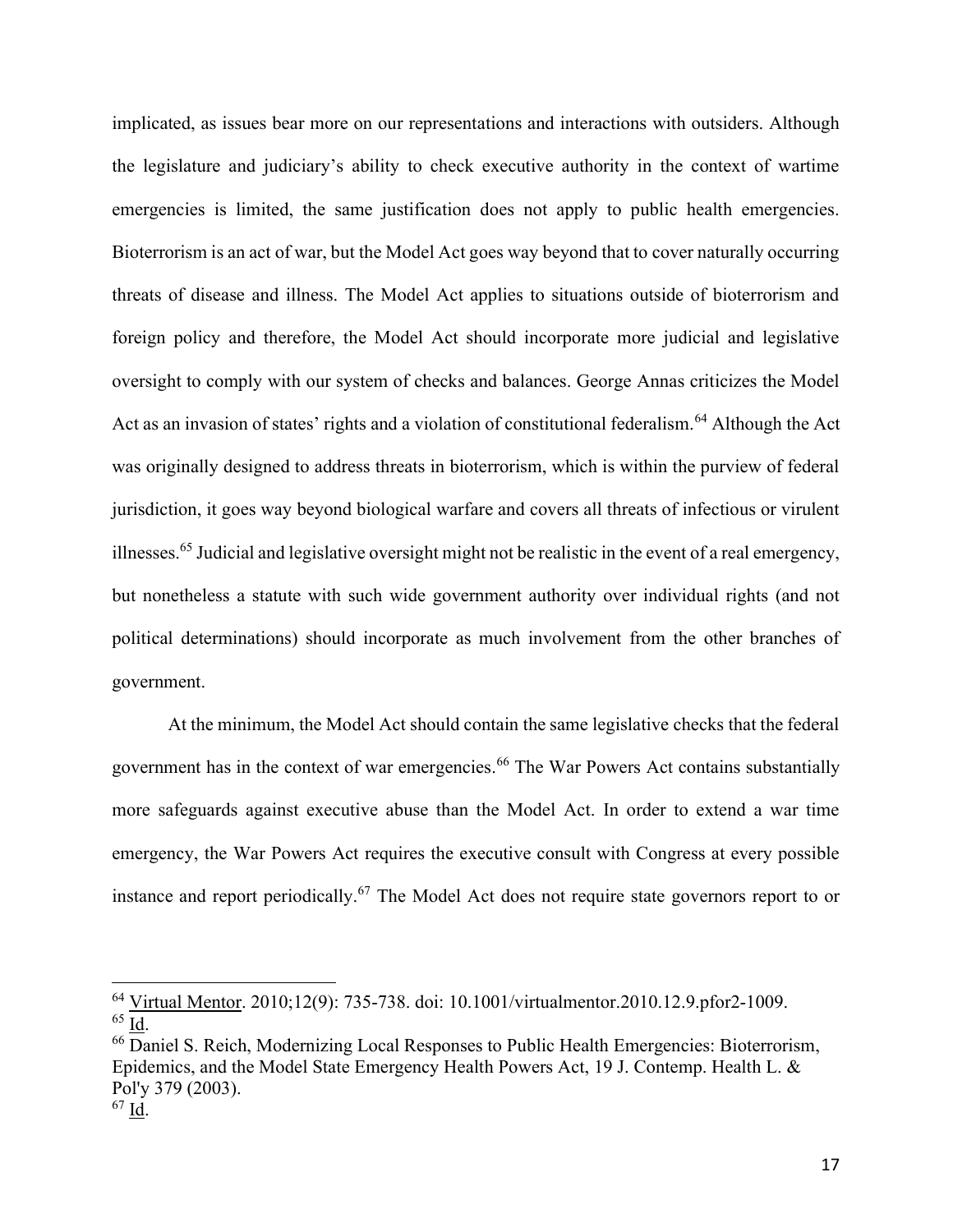implicated, as issues bear more on our representations and interactions with outsiders. Although the legislature and judiciary's ability to check executive authority in the context of wartime emergencies is limited, the same justification does not apply to public health emergencies. Bioterrorism is an act of war, but the Model Act goes way beyond that to cover naturally occurring threats of disease and illness. The Model Act applies to situations outside of bioterrorism and foreign policy and therefore, the Model Act should incorporate more judicial and legislative oversight to comply with our system of checks and balances. George Annas criticizes the Model Act as an invasion of states' rights and a violation of constitutional federalism.[64] Although the Act was originally designed to address threats in bioterrorism, which is within the purview of federal jurisdiction, it goes way beyond biological warfare and covers all threats of infectious or virulent illnesses.[65] Judicial and legislative oversight might not be realistic in the event of a real emergency, but nonetheless a statute with such wide government authority over individual rights (and not political determinations) should incorporate as much involvement from the other branches of government.

At the minimum, the Model Act should contain the same legislative checks that the federal government has in the context of war emergencies.[66] The War Powers Act contains substantially more safeguards against executive abuse than the Model Act. In order to extend a war time emergency, the War Powers Act requires the executive consult with Congress at every possible instance and report periodically.[67] The Model Act does not require state governors report to or

---

[64] Virtual Mentor. 2010;12(9): 735-738. doi: 10.1001/virtualmentor.2010.12.9.pfor2-1009.

[65] Id.

[66] Daniel S. Reich, Modernizing Local Responses to Public Health Emergencies: Bioterrorism, Epidemics, and the Model State Emergency Health Powers Act, 19 J. Contemp. Health L. & Pol'y 379 (2003).

[67] Id.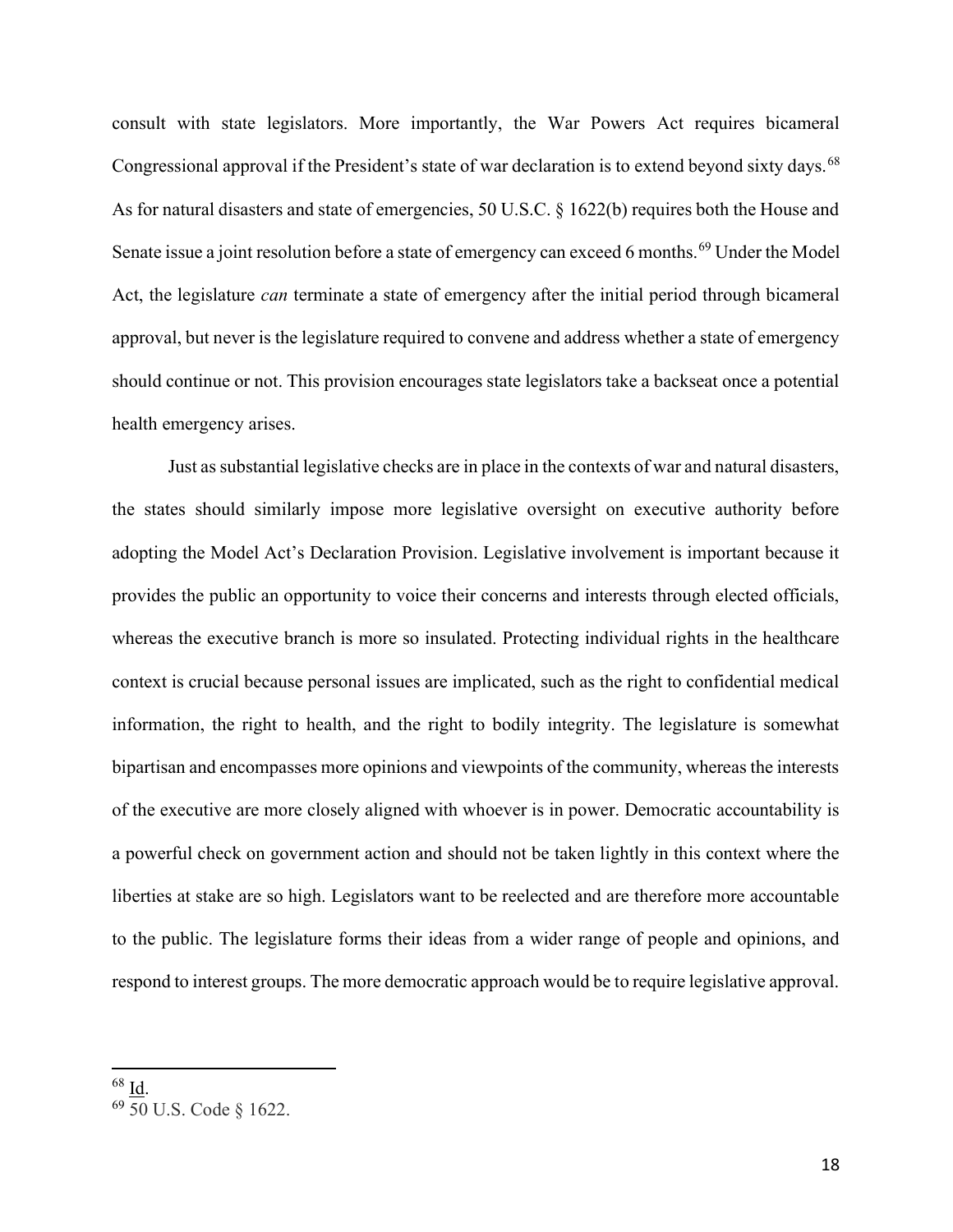consult with state legislators. More importantly, the War Powers Act requires bicameral Congressional approval if the President's state of war declaration is to extend beyond sixty days.[68] As for natural disasters and state of emergencies, 50 U.S.C. § 1622(b) requires both the House and Senate issue a joint resolution before a state of emergency can exceed 6 months.[69] Under the Model Act, the legislature *can* terminate a state of emergency after the initial period through bicameral approval, but never is the legislature required to convene and address whether a state of emergency should continue or not. This provision encourages state legislators take a backseat once a potential health emergency arises.

Just as substantial legislative checks are in place in the contexts of war and natural disasters, the states should similarly impose more legislative oversight on executive authority before adopting the Model Act's Declaration Provision. Legislative involvement is important because it provides the public an opportunity to voice their concerns and interests through elected officials, whereas the executive branch is more so insulated. Protecting individual rights in the healthcare context is crucial because personal issues are implicated, such as the right to confidential medical information, the right to health, and the right to bodily integrity. The legislature is somewhat bipartisan and encompasses more opinions and viewpoints of the community, whereas the interests of the executive are more closely aligned with whoever is in power. Democratic accountability is a powerful check on government action and should not be taken lightly in this context where the liberties at stake are so high. Legislators want to be reelected and are therefore more accountable to the public. The legislature forms their ideas from a wider range of people and opinions, and respond to interest groups. The more democratic approach would be to require legislative approval.

---

[68] Id.

[69] 50 U.S. Code § 1622.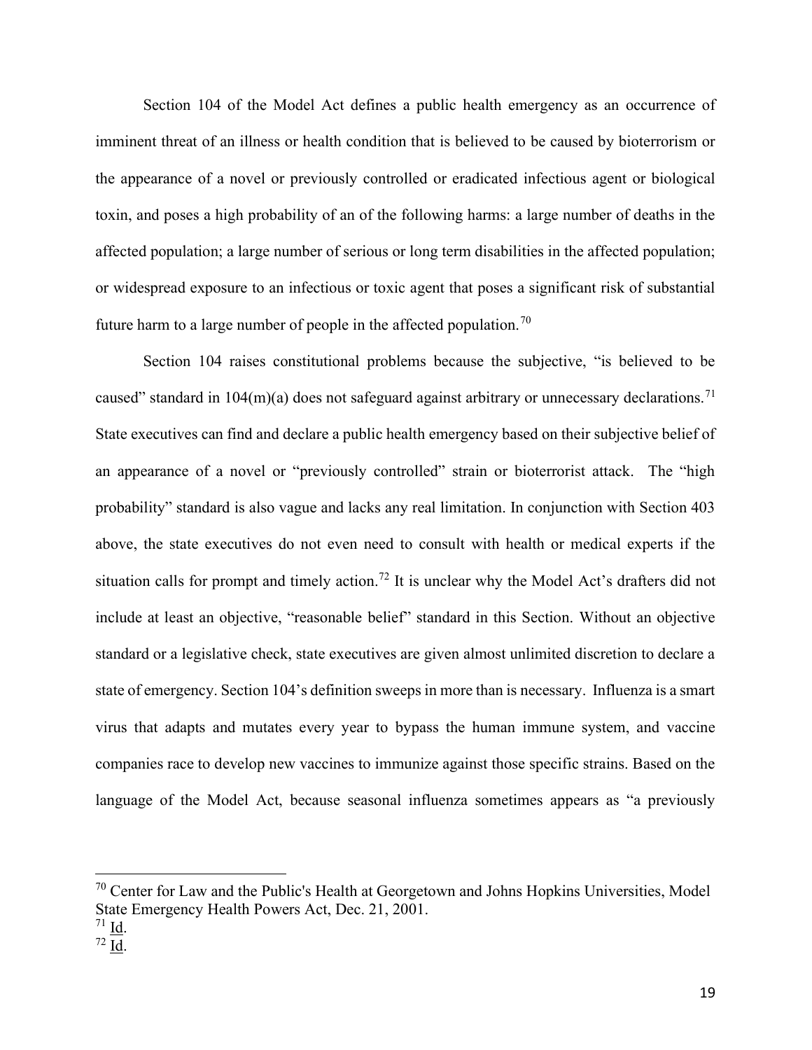Section 104 of the Model Act defines a public health emergency as an occurrence of imminent threat of an illness or health condition that is believed to be caused by bioterrorism or the appearance of a novel or previously controlled or eradicated infectious agent or biological toxin, and poses a high probability of an of the following harms: a large number of deaths in the affected population; a large number of serious or long term disabilities in the affected population; or widespread exposure to an infectious or toxic agent that poses a significant risk of substantial future harm to a large number of people in the affected population.[70]

Section 104 raises constitutional problems because the subjective, "is believed to be caused" standard in 104(m)(a) does not safeguard against arbitrary or unnecessary declarations.[71] State executives can find and declare a public health emergency based on their subjective belief of an appearance of a novel or "previously controlled" strain or bioterrorist attack. The "high probability" standard is also vague and lacks any real limitation. In conjunction with Section 403 above, the state executives do not even need to consult with health or medical experts if the situation calls for prompt and timely action.[72] It is unclear why the Model Act's drafters did not include at least an objective, "reasonable belief" standard in this Section. Without an objective standard or a legislative check, state executives are given almost unlimited discretion to declare a state of emergency. Section 104's definition sweeps in more than is necessary. Influenza is a smart virus that adapts and mutates every year to bypass the human immune system, and vaccine companies race to develop new vaccines to immunize against those specific strains. Based on the language of the Model Act, because seasonal influenza sometimes appears as "a previously

---

[70] Center for Law and the Public's Health at Georgetown and Johns Hopkins Universities, Model State Emergency Health Powers Act, Dec. 21, 2001.

[71] Id.

[72] Id.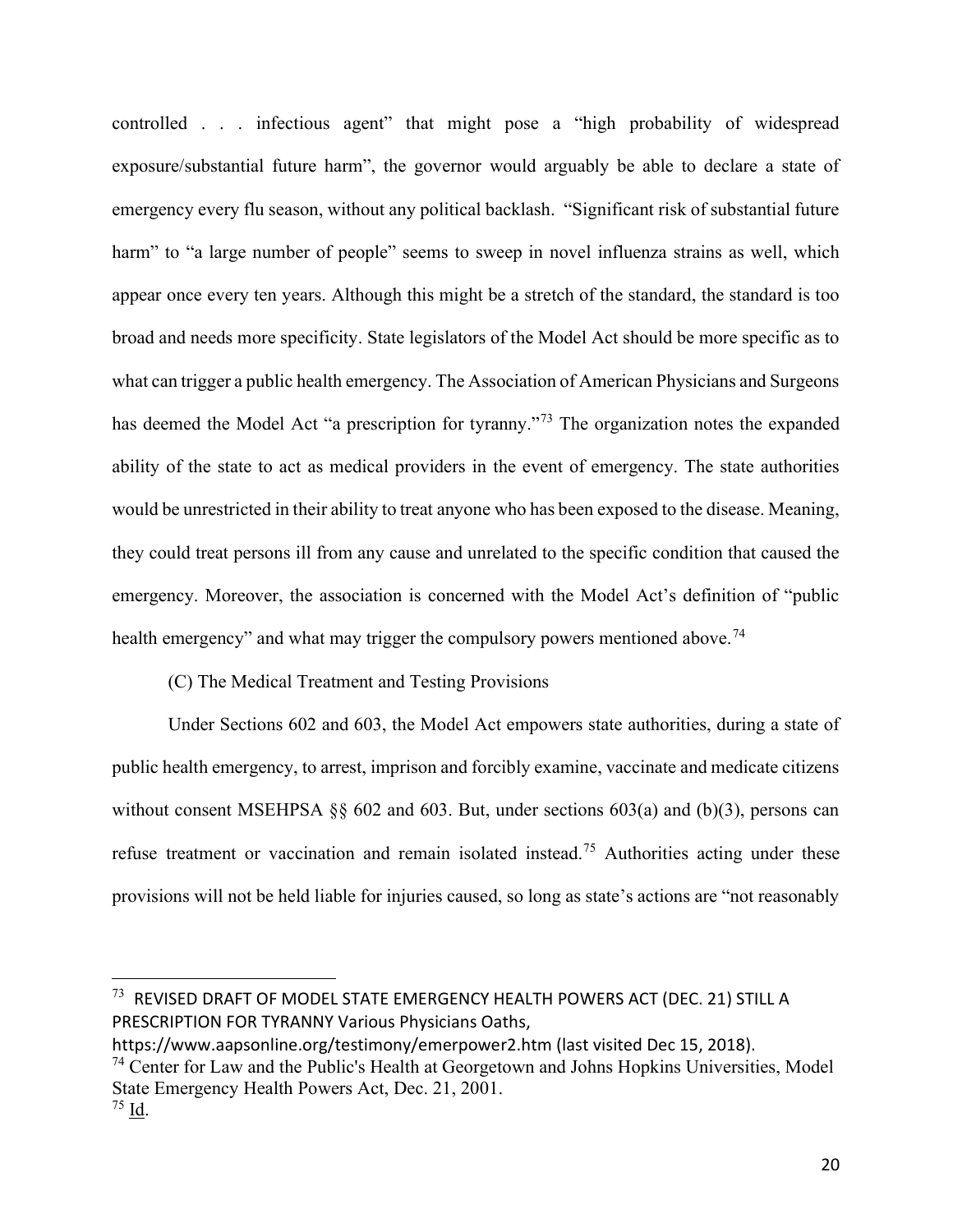controlled . . . infectious agent" that might pose a "high probability of widespread exposure/substantial future harm", the governor would arguably be able to declare a state of emergency every flu season, without any political backlash. "Significant risk of substantial future harm" to "a large number of people" seems to sweep in novel influenza strains as well, which appear once every ten years. Although this might be a stretch of the standard, the standard is too broad and needs more specificity. State legislators of the Model Act should be more specific as to what can trigger a public health emergency. The Association of American Physicians and Surgeons has deemed the Model Act "a prescription for tyranny."[73] The organization notes the expanded ability of the state to act as medical providers in the event of emergency. The state authorities would be unrestricted in their ability to treat anyone who has been exposed to the disease. Meaning, they could treat persons ill from any cause and unrelated to the specific condition that caused the emergency. Moreover, the association is concerned with the Model Act's definition of "public health emergency" and what may trigger the compulsory powers mentioned above.[74]

(C) The Medical Treatment and Testing Provisions

Under Sections 602 and 603, the Model Act empowers state authorities, during a state of public health emergency, to arrest, imprison and forcibly examine, vaccinate and medicate citizens without consent MSEHPSA §§ 602 and 603. But, under sections 603(a) and (b)(3), persons can refuse treatment or vaccination and remain isolated instead.[75] Authorities acting under these provisions will not be held liable for injuries caused, so long as state's actions are "not reasonably

---

[73] REVISED DRAFT OF MODEL STATE EMERGENCY HEALTH POWERS ACT (DEC. 21) STILL A PRESCRIPTION FOR TYRANNY Various Physicians Oaths, https://www.aapsonline.org/testimony/emerpower2.htm (last visited Dec 15, 2018).

[74] Center for Law and the Public's Health at Georgetown and Johns Hopkins Universities, Model State Emergency Health Powers Act, Dec. 21, 2001.

[75] Id.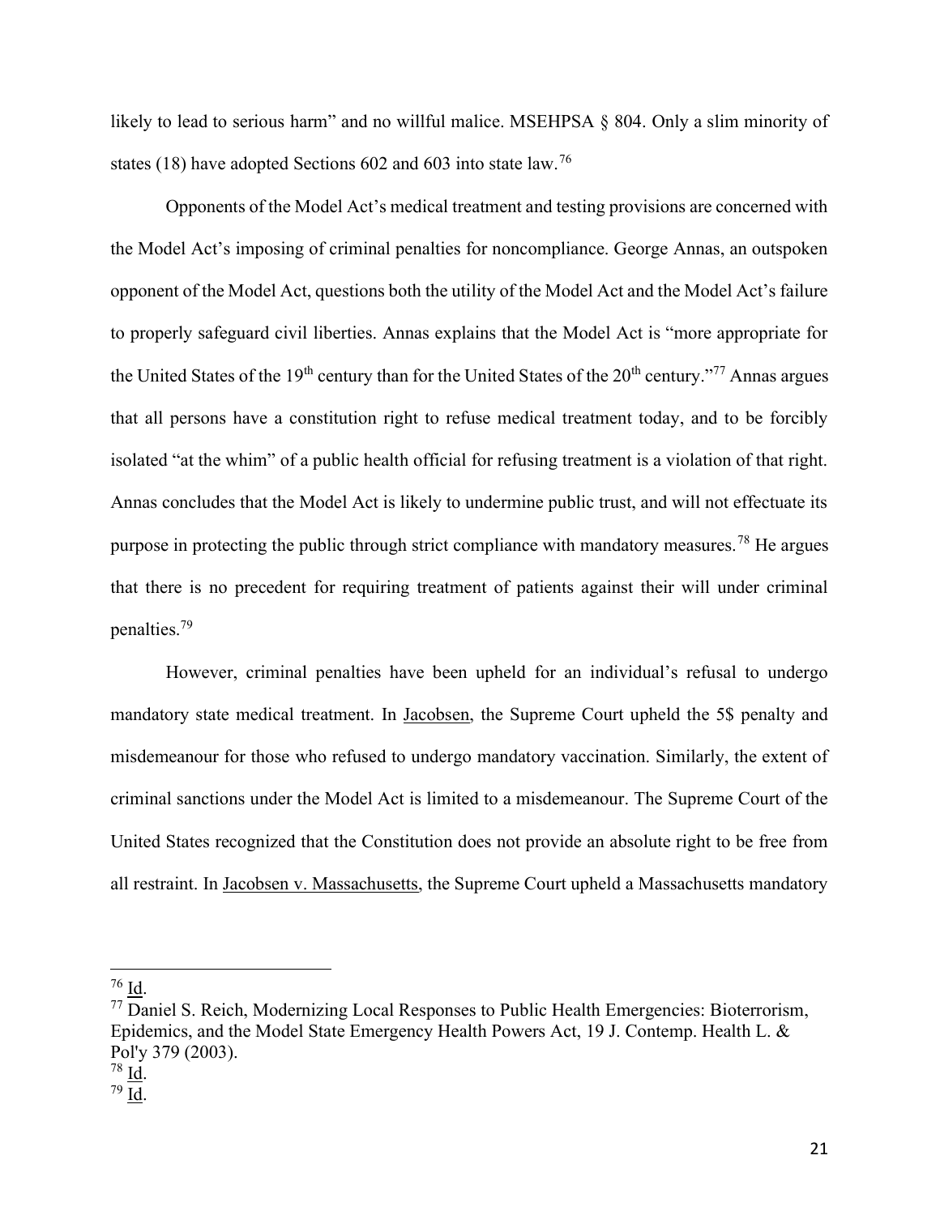likely to lead to serious harm" and no willful malice. MSEHPSA § 804. Only a slim minority of states (18) have adopted Sections 602 and 603 into state law.[76]

Opponents of the Model Act's medical treatment and testing provisions are concerned with the Model Act's imposing of criminal penalties for noncompliance. George Annas, an outspoken opponent of the Model Act, questions both the utility of the Model Act and the Model Act's failure to properly safeguard civil liberties. Annas explains that the Model Act is "more appropriate for the United States of the 19th century than for the United States of the 20th century."[77] Annas argues that all persons have a constitution right to refuse medical treatment today, and to be forcibly isolated "at the whim" of a public health official for refusing treatment is a violation of that right. Annas concludes that the Model Act is likely to undermine public trust, and will not effectuate its purpose in protecting the public through strict compliance with mandatory measures.[78] He argues that there is no precedent for requiring treatment of patients against their will under criminal penalties.[79]

However, criminal penalties have been upheld for an individual's refusal to undergo mandatory state medical treatment. In Jacobsen, the Supreme Court upheld the 5$ penalty and misdemeanour for those who refused to undergo mandatory vaccination. Similarly, the extent of criminal sanctions under the Model Act is limited to a misdemeanour. The Supreme Court of the United States recognized that the Constitution does not provide an absolute right to be free from all restraint. In Jacobsen v. Massachusetts, the Supreme Court upheld a Massachusetts mandatory

---

[76] Id.

[77] Daniel S. Reich, Modernizing Local Responses to Public Health Emergencies: Bioterrorism, Epidemics, and the Model State Emergency Health Powers Act, 19 J. Contemp. Health L. & Pol'y 379 (2003).

[78] Id.

[79] Id.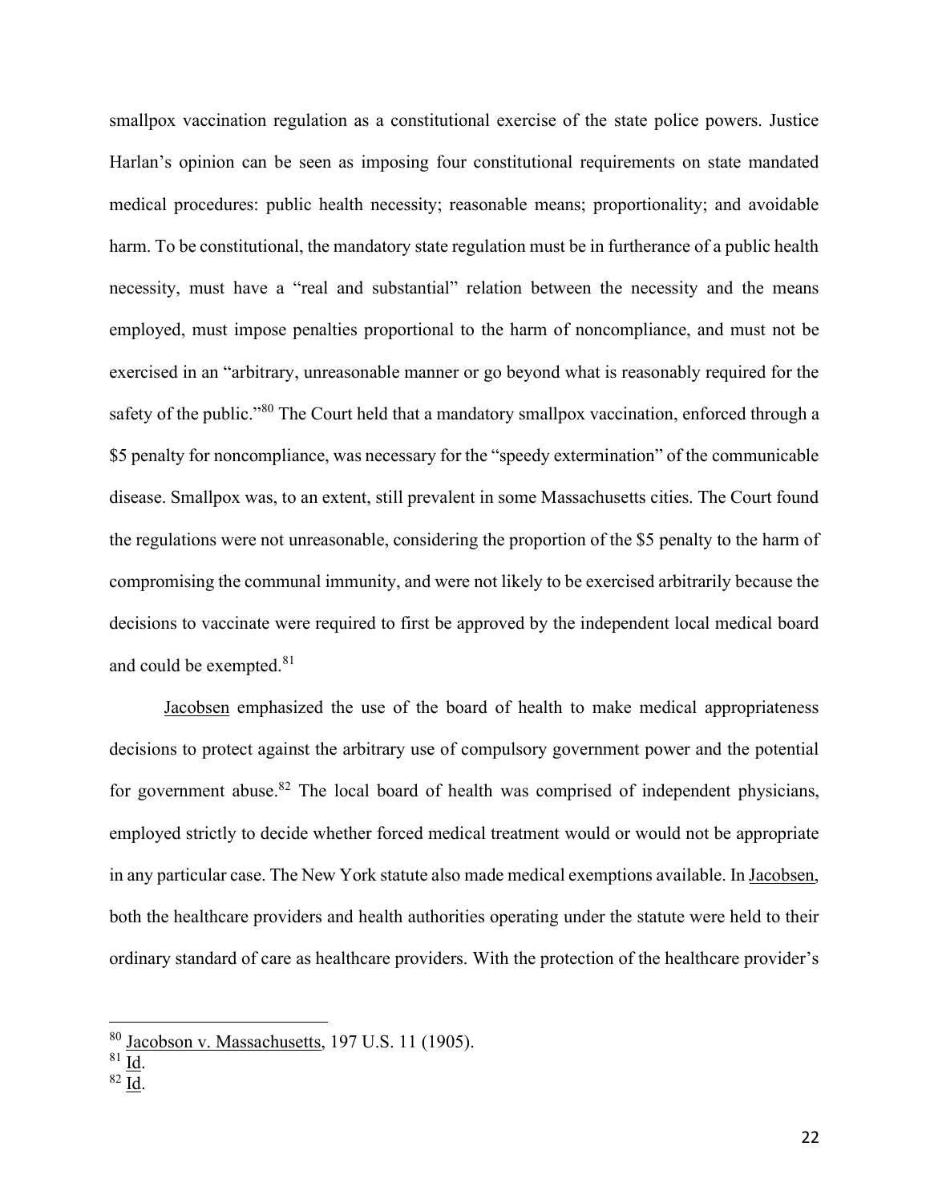smallpox vaccination regulation as a constitutional exercise of the state police powers. Justice Harlan's opinion can be seen as imposing four constitutional requirements on state mandated medical procedures: public health necessity; reasonable means; proportionality; and avoidable harm. To be constitutional, the mandatory state regulation must be in furtherance of a public health necessity, must have a "real and substantial" relation between the necessity and the means employed, must impose penalties proportional to the harm of noncompliance, and must not be exercised in an "arbitrary, unreasonable manner or go beyond what is reasonably required for the safety of the public."[80] The Court held that a mandatory smallpox vaccination, enforced through a $5 penalty for noncompliance, was necessary for the "speedy extermination" of the communicable disease. Smallpox was, to an extent, still prevalent in some Massachusetts cities. The Court found the regulations were not unreasonable, considering the proportion of the $5 penalty to the harm of compromising the communal immunity, and were not likely to be exercised arbitrarily because the decisions to vaccinate were required to first be approved by the independent local medical board and could be exempted.[81]

Jacobsen emphasized the use of the board of health to make medical appropriateness decisions to protect against the arbitrary use of compulsory government power and the potential for government abuse.[82] The local board of health was comprised of independent physicians, employed strictly to decide whether forced medical treatment would or would not be appropriate in any particular case. The New York statute also made medical exemptions available. In Jacobsen, both the healthcare providers and health authorities operating under the statute were held to their ordinary standard of care as healthcare providers. With the protection of the healthcare provider's

---

[80] Jacobson v. Massachusetts, 197 U.S. 11 (1905).
[81] Id.
[82] Id.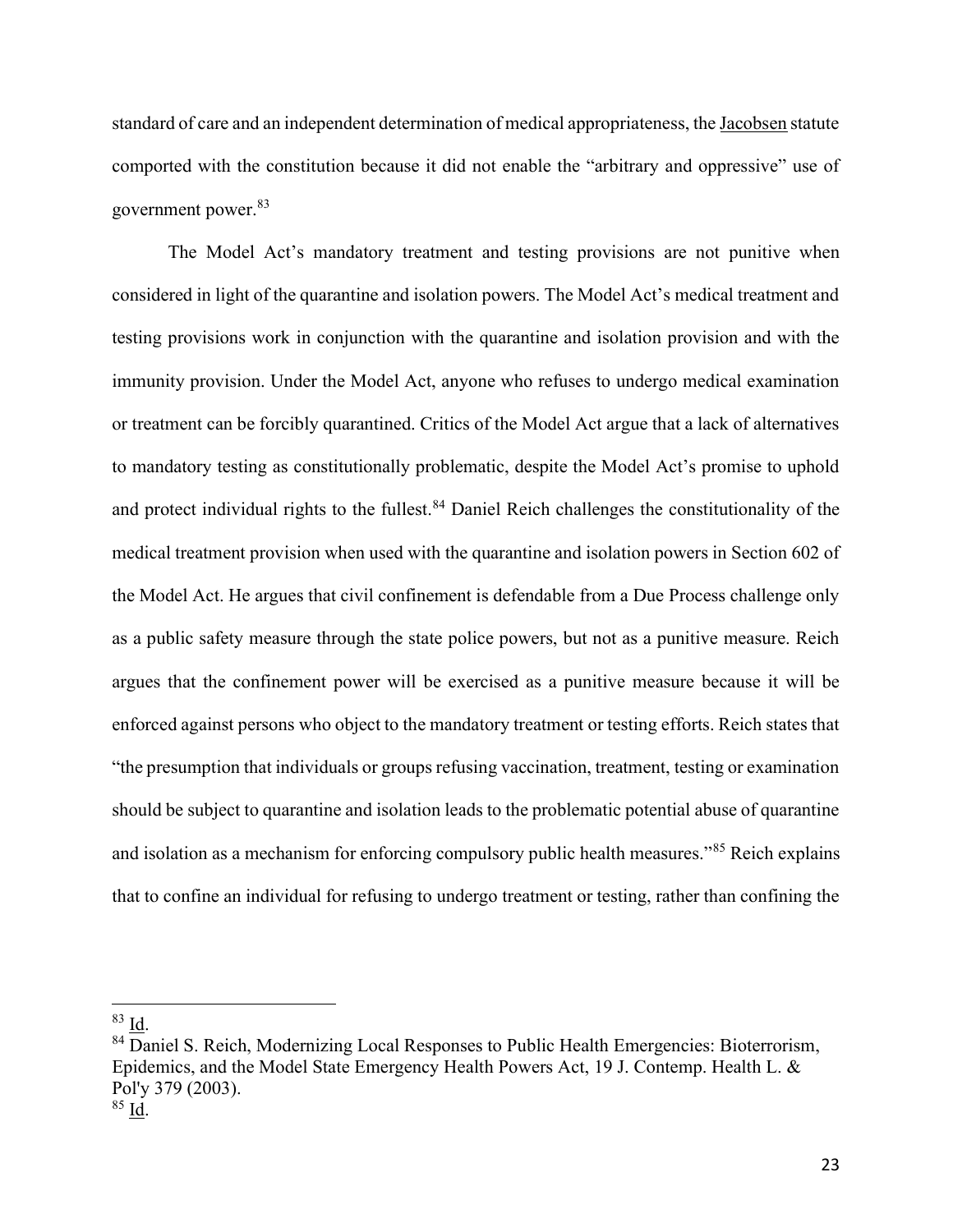standard of care and an independent determination of medical appropriateness, the Jacobsen statute comported with the constitution because it did not enable the "arbitrary and oppressive" use of government power.[83]

The Model Act's mandatory treatment and testing provisions are not punitive when considered in light of the quarantine and isolation powers. The Model Act's medical treatment and testing provisions work in conjunction with the quarantine and isolation provision and with the immunity provision. Under the Model Act, anyone who refuses to undergo medical examination or treatment can be forcibly quarantined. Critics of the Model Act argue that a lack of alternatives to mandatory testing as constitutionally problematic, despite the Model Act's promise to uphold and protect individual rights to the fullest.[84] Daniel Reich challenges the constitutionality of the medical treatment provision when used with the quarantine and isolation powers in Section 602 of the Model Act. He argues that civil confinement is defendable from a Due Process challenge only as a public safety measure through the state police powers, but not as a punitive measure. Reich argues that the confinement power will be exercised as a punitive measure because it will be enforced against persons who object to the mandatory treatment or testing efforts. Reich states that "the presumption that individuals or groups refusing vaccination, treatment, testing or examination should be subject to quarantine and isolation leads to the problematic potential abuse of quarantine and isolation as a mechanism for enforcing compulsory public health measures."[85] Reich explains that to confine an individual for refusing to undergo treatment or testing, rather than confining the

---

[83] Id.

[84] Daniel S. Reich, Modernizing Local Responses to Public Health Emergencies: Bioterrorism, Epidemics, and the Model State Emergency Health Powers Act, 19 J. Contemp. Health L. & Pol'y 379 (2003).

[85] Id.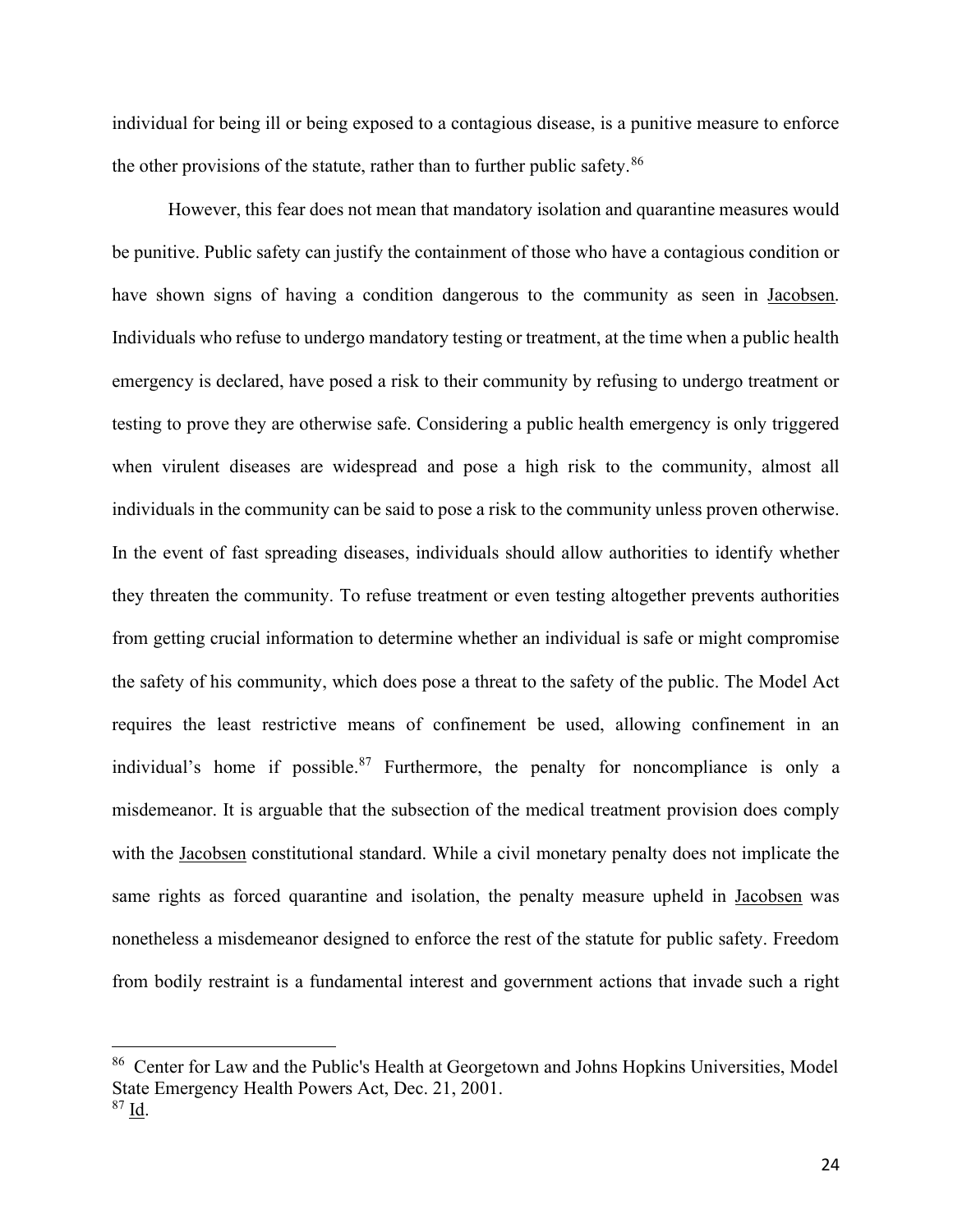individual for being ill or being exposed to a contagious disease, is a punitive measure to enforce the other provisions of the statute, rather than to further public safety.[86]

However, this fear does not mean that mandatory isolation and quarantine measures would be punitive. Public safety can justify the containment of those who have a contagious condition or have shown signs of having a condition dangerous to the community as seen in Jacobsen. Individuals who refuse to undergo mandatory testing or treatment, at the time when a public health emergency is declared, have posed a risk to their community by refusing to undergo treatment or testing to prove they are otherwise safe. Considering a public health emergency is only triggered when virulent diseases are widespread and pose a high risk to the community, almost all individuals in the community can be said to pose a risk to the community unless proven otherwise. In the event of fast spreading diseases, individuals should allow authorities to identify whether they threaten the community. To refuse treatment or even testing altogether prevents authorities from getting crucial information to determine whether an individual is safe or might compromise the safety of his community, which does pose a threat to the safety of the public. The Model Act requires the least restrictive means of confinement be used, allowing confinement in an individual's home if possible.[87] Furthermore, the penalty for noncompliance is only a misdemeanor. It is arguable that the subsection of the medical treatment provision does comply with the Jacobsen constitutional standard. While a civil monetary penalty does not implicate the same rights as forced quarantine and isolation, the penalty measure upheld in Jacobsen was nonetheless a misdemeanor designed to enforce the rest of the statute for public safety. Freedom from bodily restraint is a fundamental interest and government actions that invade such a right

---

[86] Center for Law and the Public's Health at Georgetown and Johns Hopkins Universities, Model State Emergency Health Powers Act, Dec. 21, 2001.

[87] Id.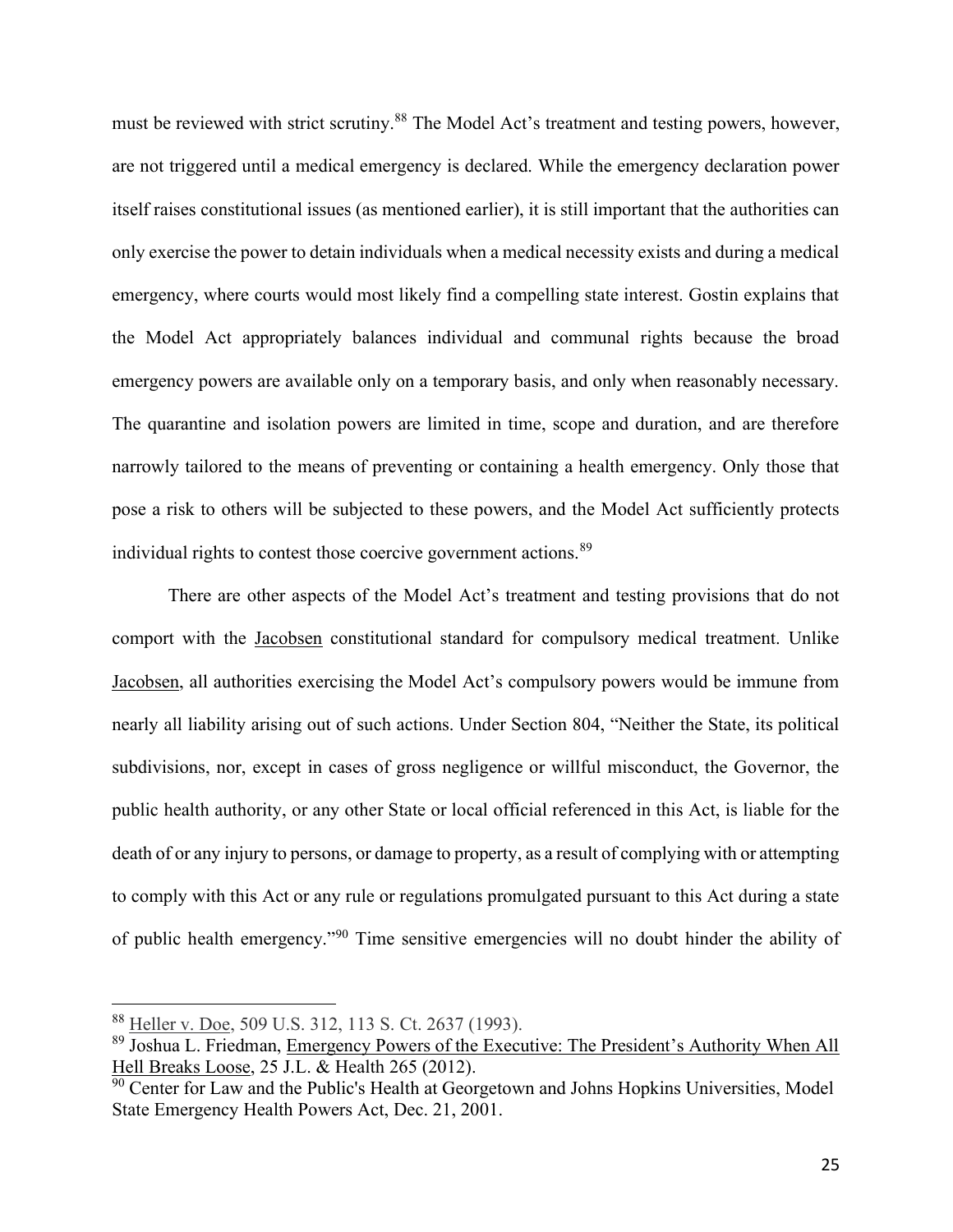must be reviewed with strict scrutiny.[88] The Model Act's treatment and testing powers, however, are not triggered until a medical emergency is declared. While the emergency declaration power itself raises constitutional issues (as mentioned earlier), it is still important that the authorities can only exercise the power to detain individuals when a medical necessity exists and during a medical emergency, where courts would most likely find a compelling state interest. Gostin explains that the Model Act appropriately balances individual and communal rights because the broad emergency powers are available only on a temporary basis, and only when reasonably necessary. The quarantine and isolation powers are limited in time, scope and duration, and are therefore narrowly tailored to the means of preventing or containing a health emergency. Only those that pose a risk to others will be subjected to these powers, and the Model Act sufficiently protects individual rights to contest those coercive government actions.[89]

There are other aspects of the Model Act's treatment and testing provisions that do not comport with the Jacobsen constitutional standard for compulsory medical treatment. Unlike Jacobsen, all authorities exercising the Model Act's compulsory powers would be immune from nearly all liability arising out of such actions. Under Section 804, "Neither the State, its political subdivisions, nor, except in cases of gross negligence or willful misconduct, the Governor, the public health authority, or any other State or local official referenced in this Act, is liable for the death of or any injury to persons, or damage to property, as a result of complying with or attempting to comply with this Act or any rule or regulations promulgated pursuant to this Act during a state of public health emergency."[90] Time sensitive emergencies will no doubt hinder the ability of

---

[88] Heller v. Doe, 509 U.S. 312, 113 S. Ct. 2637 (1993).

[89] Joshua L. Friedman, Emergency Powers of the Executive: The President's Authority When All Hell Breaks Loose, 25 J.L. & Health 265 (2012).

[90] Center for Law and the Public's Health at Georgetown and Johns Hopkins Universities, Model State Emergency Health Powers Act, Dec. 21, 2001.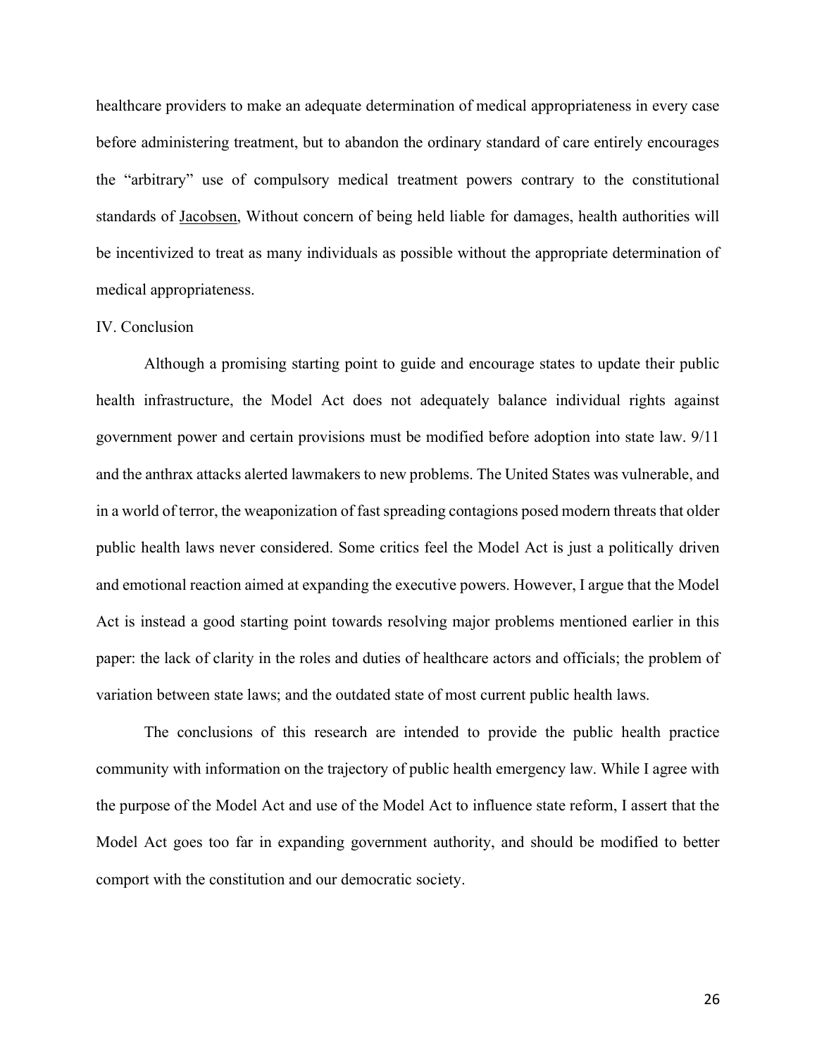healthcare providers to make an adequate determination of medical appropriateness in every case before administering treatment, but to abandon the ordinary standard of care entirely encourages the "arbitrary" use of compulsory medical treatment powers contrary to the constitutional standards of Jacobsen, Without concern of being held liable for damages, health authorities will be incentivized to treat as many individuals as possible without the appropriate determination of medical appropriateness.

## IV. Conclusion

Although a promising starting point to guide and encourage states to update their public health infrastructure, the Model Act does not adequately balance individual rights against government power and certain provisions must be modified before adoption into state law. 9/11 and the anthrax attacks alerted lawmakers to new problems. The United States was vulnerable, and in a world of terror, the weaponization of fast spreading contagions posed modern threats that older public health laws never considered. Some critics feel the Model Act is just a politically driven and emotional reaction aimed at expanding the executive powers. However, I argue that the Model Act is instead a good starting point towards resolving major problems mentioned earlier in this paper: the lack of clarity in the roles and duties of healthcare actors and officials; the problem of variation between state laws; and the outdated state of most current public health laws.

The conclusions of this research are intended to provide the public health practice community with information on the trajectory of public health emergency law. While I agree with the purpose of the Model Act and use of the Model Act to influence state reform, I assert that the Model Act goes too far in expanding government authority, and should be modified to better comport with the constitution and our democratic society.